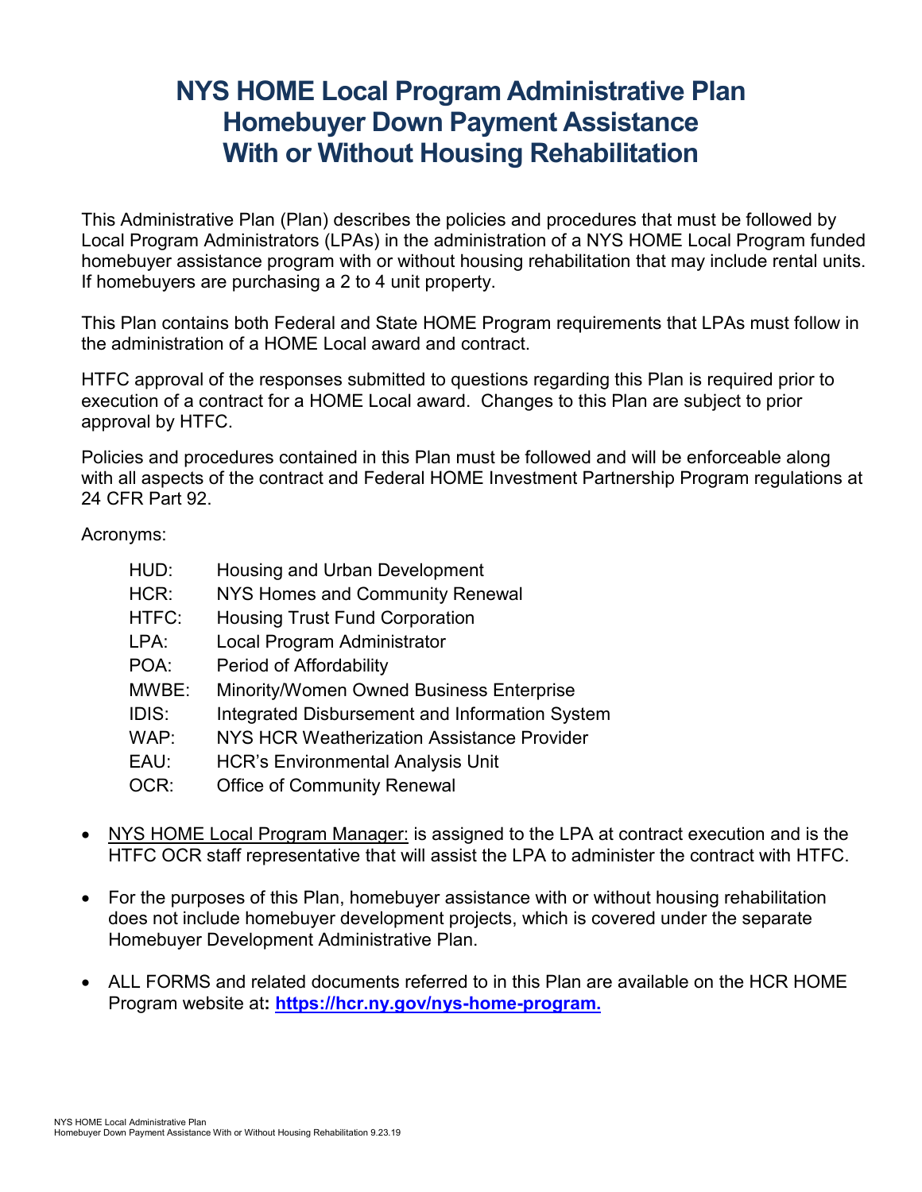# NYS HOME Local Program Administrative Plan
# Homebuyer Down Payment Assistance
# With or Without Housing Rehabilitation

This Administrative Plan (Plan) describes the policies and procedures that must be followed by Local Program Administrators (LPAs) in the administration of a NYS HOME Local Program funded homebuyer assistance program with or without housing rehabilitation that may include rental units. If homebuyers are purchasing a 2 to 4 unit property.

This Plan contains both Federal and State HOME Program requirements that LPAs must follow in the administration of a HOME Local award and contract.

HTFC approval of the responses submitted to questions regarding this Plan is required prior to execution of a contract for a HOME Local award. Changes to this Plan are subject to prior approval by HTFC.

Policies and procedures contained in this Plan must be followed and will be enforceable along with all aspects of the contract and Federal HOME Investment Partnership Program regulations at 24 CFR Part 92.

Acronyms:

| | |
|---|---|
| HUD: | Housing and Urban Development |
| HCR: | NYS Homes and Community Renewal |
| HTFC: | Housing Trust Fund Corporation |
| LPA: | Local Program Administrator |
| POA: | Period of Affordability |
| MWBE: | Minority/Women Owned Business Enterprise |
| IDIS: | Integrated Disbursement and Information System |
| WAP: | NYS HCR Weatherization Assistance Provider |
| EAU: | HCR's Environmental Analysis Unit |
| OCR: | Office of Community Renewal |

- NYS HOME Local Program Manager: is assigned to the LPA at contract execution and is the HTFC OCR staff representative that will assist the LPA to administer the contract with HTFC.
- For the purposes of this Plan, homebuyer assistance with or without housing rehabilitation does not include homebuyer development projects, which is covered under the separate Homebuyer Development Administrative Plan.
- ALL FORMS and related documents referred to in this Plan are available on the HCR HOME Program website at**:** **https://hcr.ny.gov/nys-home-program.**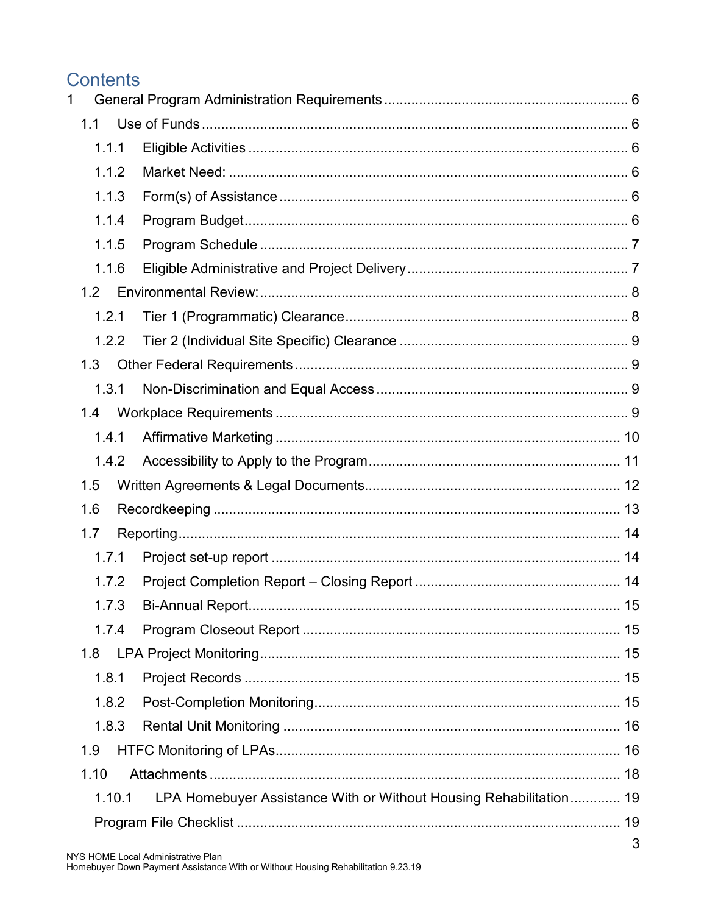# Contents

1 General Program Administration Requirements ..... 6
- 1.1 Use of Funds ..... 6
  - 1.1.1 Eligible Activities ..... 6
  - 1.1.2 Market Need: ..... 6
  - 1.1.3 Form(s) of Assistance ..... 6
  - 1.1.4 Program Budget ..... 6
  - 1.1.5 Program Schedule ..... 7
  - 1.1.6 Eligible Administrative and Project Delivery ..... 7
- 1.2 Environmental Review: ..... 8
  - 1.2.1 Tier 1 (Programmatic) Clearance ..... 8
  - 1.2.2 Tier 2 (Individual Site Specific) Clearance ..... 9
- 1.3 Other Federal Requirements ..... 9
  - 1.3.1 Non-Discrimination and Equal Access ..... 9
- 1.4 Workplace Requirements ..... 9
  - 1.4.1 Affirmative Marketing ..... 10
  - 1.4.2 Accessibility to Apply to the Program ..... 11
- 1.5 Written Agreements & Legal Documents ..... 12
- 1.6 Recordkeeping ..... 13
- 1.7 Reporting ..... 14
  - 1.7.1 Project set-up report ..... 14
  - 1.7.2 Project Completion Report – Closing Report ..... 14
  - 1.7.3 Bi-Annual Report ..... 15
  - 1.7.4 Program Closeout Report ..... 15
- 1.8 LPA Project Monitoring ..... 15
  - 1.8.1 Project Records ..... 15
  - 1.8.2 Post-Completion Monitoring ..... 15
  - 1.8.3 Rental Unit Monitoring ..... 16
- 1.9 HTFC Monitoring of LPAs ..... 16
- 1.10 Attachments ..... 18
  - 1.10.1 LPA Homebuyer Assistance With or Without Housing Rehabilitation ..... 19
  - Program File Checklist ..... 19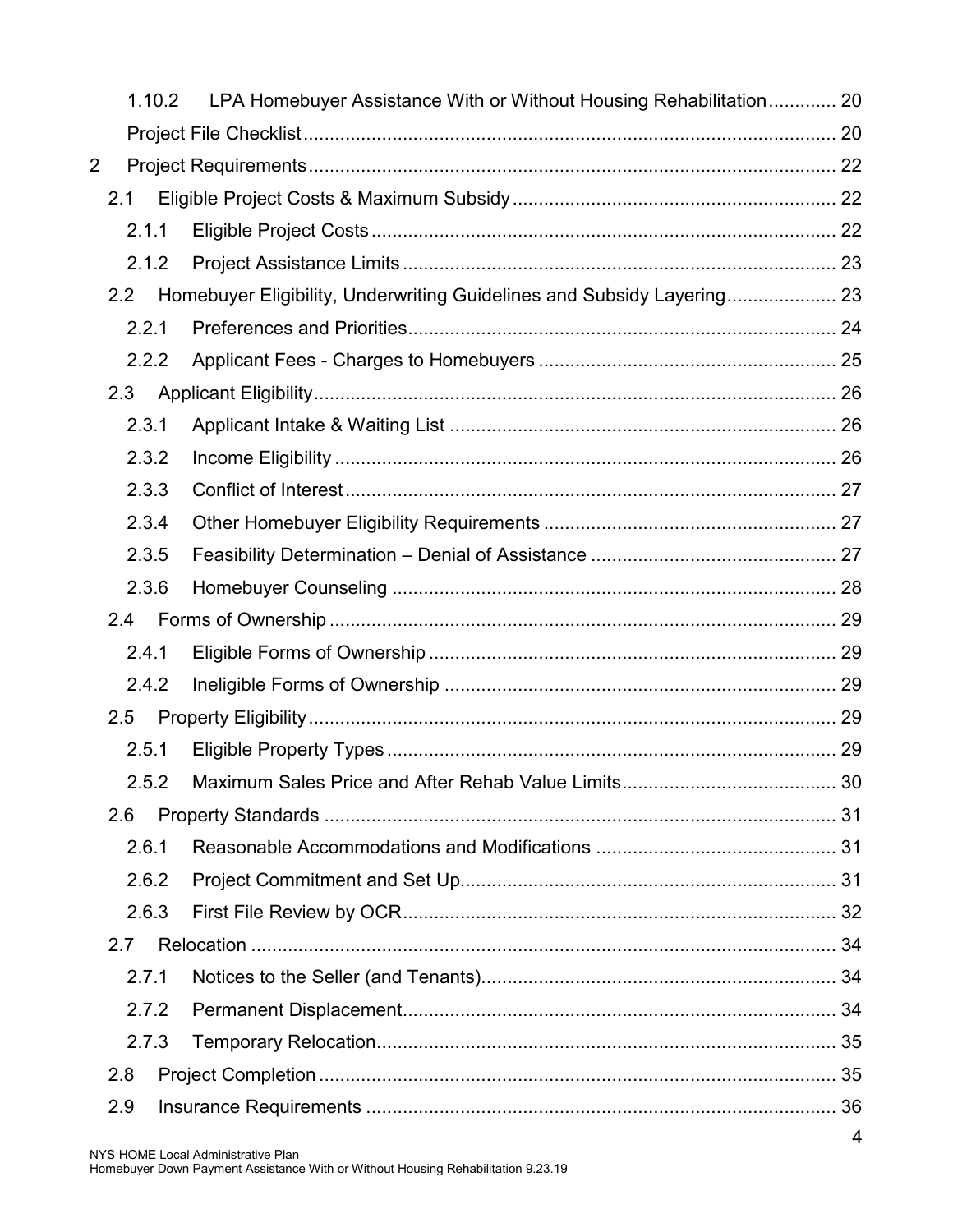1.10.2 LPA Homebuyer Assistance With or Without Housing Rehabilitation ............ 20

Project File Checklist ............ 20

2 Project Requirements ............ 22

2.1 Eligible Project Costs & Maximum Subsidy ............ 22

2.1.1 Eligible Project Costs ............ 22

2.1.2 Project Assistance Limits ............ 23

2.2 Homebuyer Eligibility, Underwriting Guidelines and Subsidy Layering ............ 23

2.2.1 Preferences and Priorities ............ 24

2.2.2 Applicant Fees - Charges to Homebuyers ............ 25

2.3 Applicant Eligibility ............ 26

2.3.1 Applicant Intake & Waiting List ............ 26

2.3.2 Income Eligibility ............ 26

2.3.3 Conflict of Interest ............ 27

2.3.4 Other Homebuyer Eligibility Requirements ............ 27

2.3.5 Feasibility Determination – Denial of Assistance ............ 27

2.3.6 Homebuyer Counseling ............ 28

2.4 Forms of Ownership ............ 29

2.4.1 Eligible Forms of Ownership ............ 29

2.4.2 Ineligible Forms of Ownership ............ 29

2.5 Property Eligibility ............ 29

2.5.1 Eligible Property Types ............ 29

2.5.2 Maximum Sales Price and After Rehab Value Limits ............ 30

2.6 Property Standards ............ 31

2.6.1 Reasonable Accommodations and Modifications ............ 31

2.6.2 Project Commitment and Set Up ............ 31

2.6.3 First File Review by OCR ............ 32

2.7 Relocation ............ 34

2.7.1 Notices to the Seller (and Tenants) ............ 34

2.7.2 Permanent Displacement ............ 34

2.7.3 Temporary Relocation ............ 35

2.8 Project Completion ............ 35

2.9 Insurance Requirements ............ 36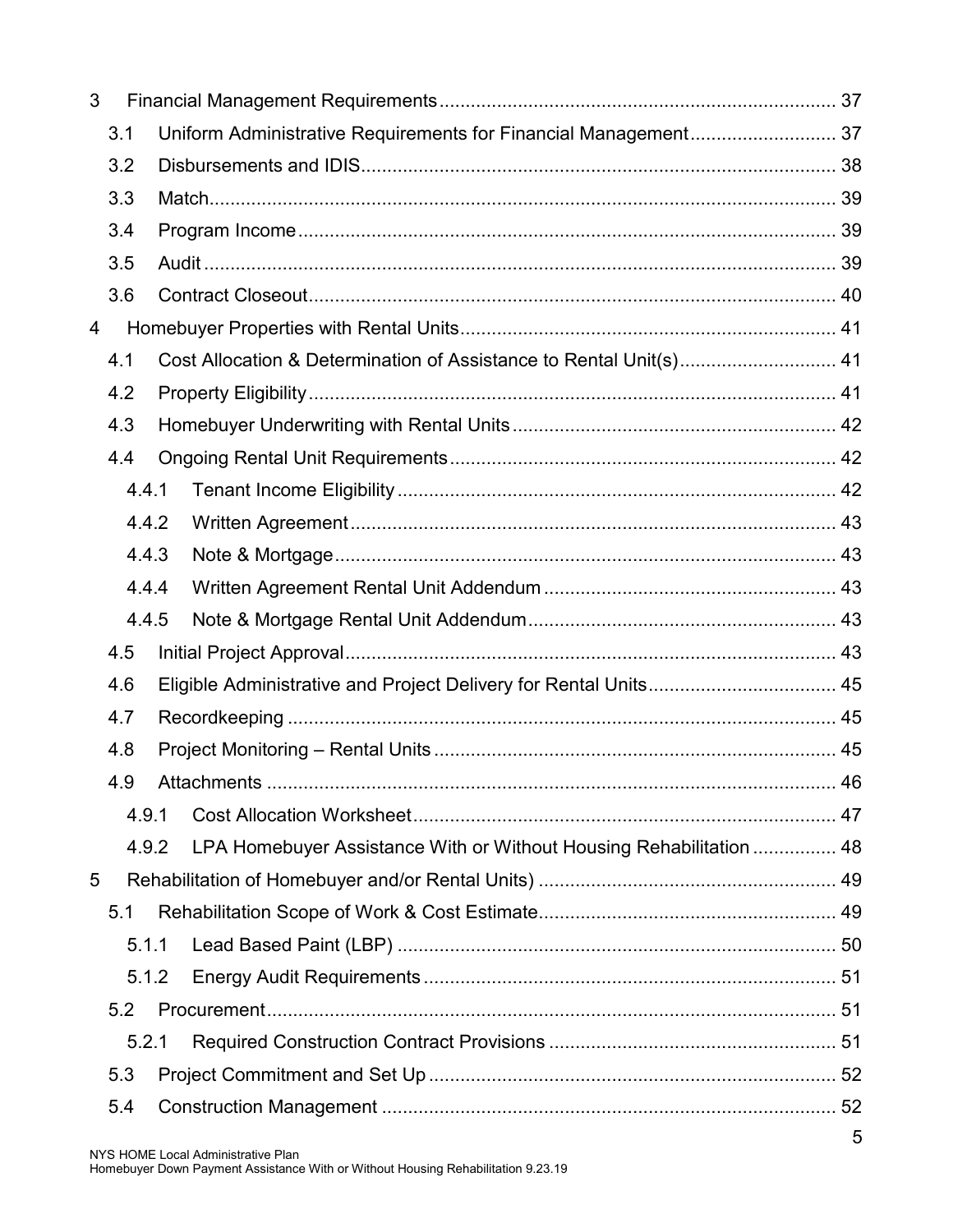3 Financial Management Requirements ........................................................................ 37

- 3.1 Uniform Administrative Requirements for Financial Management ............................ 37
- 3.2 Disbursements and IDIS .......................................................................................... 38
- 3.3 Match ...................................................................................................................... 39
- 3.4 Program Income ...................................................................................................... 39
- 3.5 Audit ........................................................................................................................ 39
- 3.6 Contract Closeout .................................................................................................... 40

4 Homebuyer Properties with Rental Units ...................................................................... 41

- 4.1 Cost Allocation & Determination of Assistance to Rental Unit(s) .............................. 41
- 4.2 Property Eligibility ..................................................................................................... 41
- 4.3 Homebuyer Underwriting with Rental Units ............................................................. 42
- 4.4 Ongoing Rental Unit Requirements ......................................................................... 42
  - 4.4.1 Tenant Income Eligibility ................................................................................... 42
  - 4.4.2 Written Agreement ............................................................................................ 43
  - 4.4.3 Note & Mortgage ............................................................................................... 43
  - 4.4.4 Written Agreement Rental Unit Addendum ....................................................... 43
  - 4.4.5 Note & Mortgage Rental Unit Addendum .......................................................... 43
- 4.5 Initial Project Approval ............................................................................................. 43
- 4.6 Eligible Administrative and Project Delivery for Rental Units .................................... 45
- 4.7 Recordkeeping ......................................................................................................... 45
- 4.8 Project Monitoring – Rental Units ............................................................................ 45
- 4.9 Attachments ............................................................................................................ 46
  - 4.9.1 Cost Allocation Worksheet ................................................................................ 47
  - 4.9.2 LPA Homebuyer Assistance With or Without Housing Rehabilitation ................ 48

5 Rehabilitation of Homebuyer and/or Rental Units) ......................................................... 49

- 5.1 Rehabilitation Scope of Work & Cost Estimate ......................................................... 49
  - 5.1.1 Lead Based Paint (LBP) .................................................................................... 50
  - 5.1.2 Energy Audit Requirements .............................................................................. 51
- 5.2 Procurement ............................................................................................................ 51
  - 5.2.1 Required Construction Contract Provisions ....................................................... 51
- 5.3 Project Commitment and Set Up ............................................................................. 52
- 5.4 Construction Management ....................................................................................... 52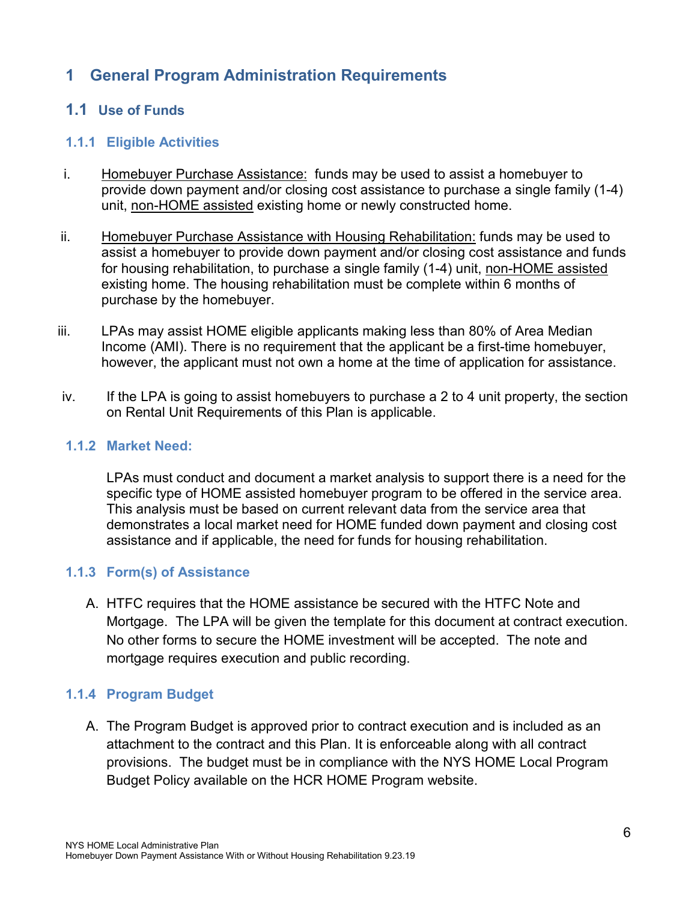# 1 General Program Administration Requirements

## 1.1 Use of Funds

### 1.1.1 Eligible Activities

i. Homebuyer Purchase Assistance: funds may be used to assist a homebuyer to provide down payment and/or closing cost assistance to purchase a single family (1-4) unit, non-HOME assisted existing home or newly constructed home.

ii. Homebuyer Purchase Assistance with Housing Rehabilitation: funds may be used to assist a homebuyer to provide down payment and/or closing cost assistance and funds for housing rehabilitation, to purchase a single family (1-4) unit, non-HOME assisted existing home. The housing rehabilitation must be complete within 6 months of purchase by the homebuyer.

iii. LPAs may assist HOME eligible applicants making less than 80% of Area Median Income (AMI). There is no requirement that the applicant be a first-time homebuyer, however, the applicant must not own a home at the time of application for assistance.

iv. If the LPA is going to assist homebuyers to purchase a 2 to 4 unit property, the section on Rental Unit Requirements of this Plan is applicable.

### 1.1.2 Market Need:

LPAs must conduct and document a market analysis to support there is a need for the specific type of HOME assisted homebuyer program to be offered in the service area. This analysis must be based on current relevant data from the service area that demonstrates a local market need for HOME funded down payment and closing cost assistance and if applicable, the need for funds for housing rehabilitation.

### 1.1.3 Form(s) of Assistance

A. HTFC requires that the HOME assistance be secured with the HTFC Note and Mortgage. The LPA will be given the template for this document at contract execution. No other forms to secure the HOME investment will be accepted. The note and mortgage requires execution and public recording.

### 1.1.4 Program Budget

A. The Program Budget is approved prior to contract execution and is included as an attachment to the contract and this Plan. It is enforceable along with all contract provisions. The budget must be in compliance with the NYS HOME Local Program Budget Policy available on the HCR HOME Program website.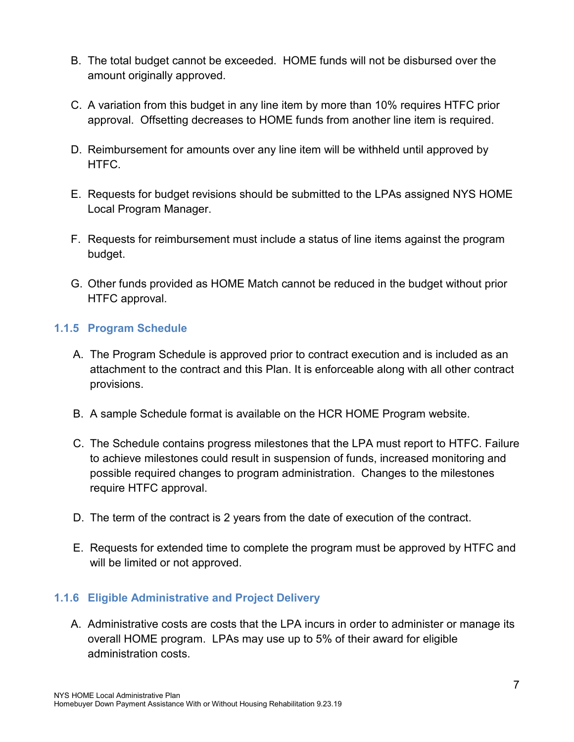B. The total budget cannot be exceeded. HOME funds will not be disbursed over the amount originally approved.

C. A variation from this budget in any line item by more than 10% requires HTFC prior approval. Offsetting decreases to HOME funds from another line item is required.

D. Reimbursement for amounts over any line item will be withheld until approved by HTFC.

E. Requests for budget revisions should be submitted to the LPAs assigned NYS HOME Local Program Manager.

F. Requests for reimbursement must include a status of line items against the program budget.

G. Other funds provided as HOME Match cannot be reduced in the budget without prior HTFC approval.

### 1.1.5 Program Schedule

A. The Program Schedule is approved prior to contract execution and is included as an attachment to the contract and this Plan. It is enforceable along with all other contract provisions.

B. A sample Schedule format is available on the HCR HOME Program website.

C. The Schedule contains progress milestones that the LPA must report to HTFC. Failure to achieve milestones could result in suspension of funds, increased monitoring and possible required changes to program administration. Changes to the milestones require HTFC approval.

D. The term of the contract is 2 years from the date of execution of the contract.

E. Requests for extended time to complete the program must be approved by HTFC and will be limited or not approved.

### 1.1.6 Eligible Administrative and Project Delivery

A. Administrative costs are costs that the LPA incurs in order to administer or manage its overall HOME program. LPAs may use up to 5% of their award for eligible administration costs.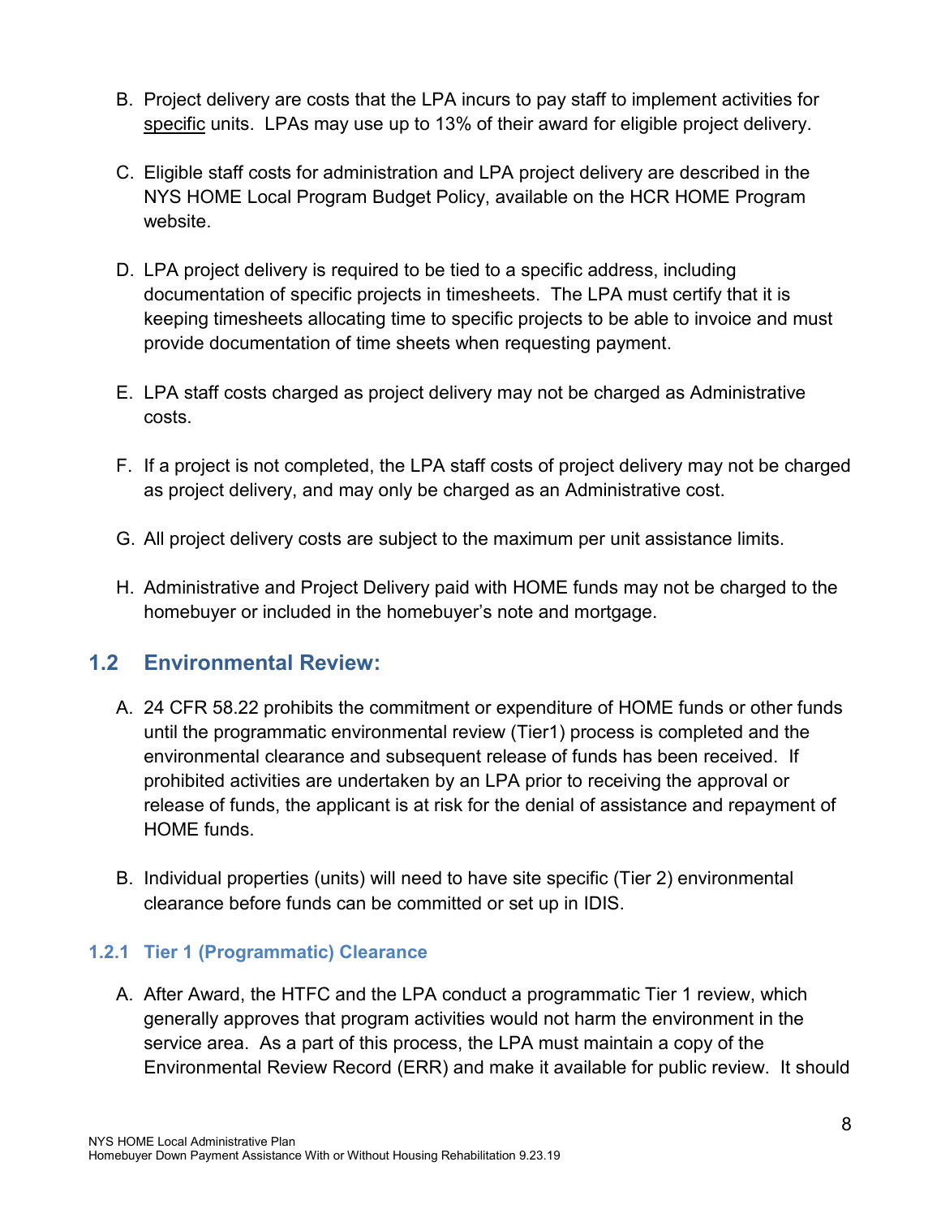B. Project delivery are costs that the LPA incurs to pay staff to implement activities for <u>specific</u> units. LPAs may use up to 13% of their award for eligible project delivery.

C. Eligible staff costs for administration and LPA project delivery are described in the NYS HOME Local Program Budget Policy, available on the HCR HOME Program website.

D. LPA project delivery is required to be tied to a specific address, including documentation of specific projects in timesheets. The LPA must certify that it is keeping timesheets allocating time to specific projects to be able to invoice and must provide documentation of time sheets when requesting payment.

E. LPA staff costs charged as project delivery may not be charged as Administrative costs.

F. If a project is not completed, the LPA staff costs of project delivery may not be charged as project delivery, and may only be charged as an Administrative cost.

G. All project delivery costs are subject to the maximum per unit assistance limits.

H. Administrative and Project Delivery paid with HOME funds may not be charged to the homebuyer or included in the homebuyer's note and mortgage.

## 1.2 Environmental Review:

A. 24 CFR 58.22 prohibits the commitment or expenditure of HOME funds or other funds until the programmatic environmental review (Tier1) process is completed and the environmental clearance and subsequent release of funds has been received. If prohibited activities are undertaken by an LPA prior to receiving the approval or release of funds, the applicant is at risk for the denial of assistance and repayment of HOME funds.

B. Individual properties (units) will need to have site specific (Tier 2) environmental clearance before funds can be committed or set up in IDIS.

### 1.2.1 Tier 1 (Programmatic) Clearance

A. After Award, the HTFC and the LPA conduct a programmatic Tier 1 review, which generally approves that program activities would not harm the environment in the service area. As a part of this process, the LPA must maintain a copy of the Environmental Review Record (ERR) and make it available for public review. It should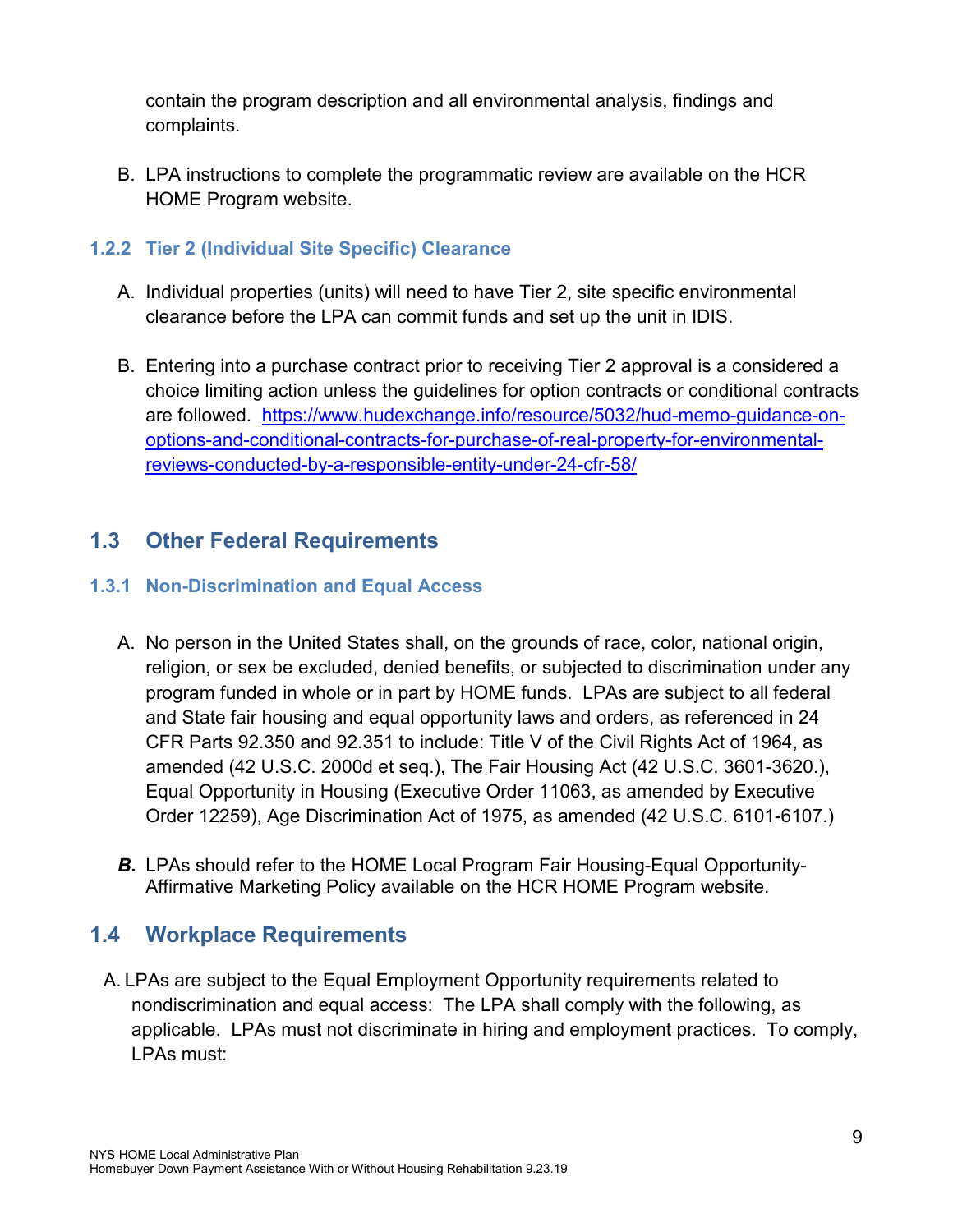contain the program description and all environmental analysis, findings and complaints.

B. LPA instructions to complete the programmatic review are available on the HCR HOME Program website.

### 1.2.2 Tier 2 (Individual Site Specific) Clearance

A. Individual properties (units) will need to have Tier 2, site specific environmental clearance before the LPA can commit funds and set up the unit in IDIS.

B. Entering into a purchase contract prior to receiving Tier 2 approval is a considered a choice limiting action unless the guidelines for option contracts or conditional contracts are followed. https://www.hudexchange.info/resource/5032/hud-memo-guidance-on-options-and-conditional-contracts-for-purchase-of-real-property-for-environmental-reviews-conducted-by-a-responsible-entity-under-24-cfr-58/

## 1.3 Other Federal Requirements

### 1.3.1 Non-Discrimination and Equal Access

A. No person in the United States shall, on the grounds of race, color, national origin, religion, or sex be excluded, denied benefits, or subjected to discrimination under any program funded in whole or in part by HOME funds. LPAs are subject to all federal and State fair housing and equal opportunity laws and orders, as referenced in 24 CFR Parts 92.350 and 92.351 to include: Title V of the Civil Rights Act of 1964, as amended (42 U.S.C. 2000d et seq.), The Fair Housing Act (42 U.S.C. 3601-3620.), Equal Opportunity in Housing (Executive Order 11063, as amended by Executive Order 12259), Age Discrimination Act of 1975, as amended (42 U.S.C. 6101-6107.)

***B.*** LPAs should refer to the HOME Local Program Fair Housing-Equal Opportunity-Affirmative Marketing Policy available on the HCR HOME Program website.

## 1.4 Workplace Requirements

A. LPAs are subject to the Equal Employment Opportunity requirements related to nondiscrimination and equal access: The LPA shall comply with the following, as applicable. LPAs must not discriminate in hiring and employment practices. To comply, LPAs must: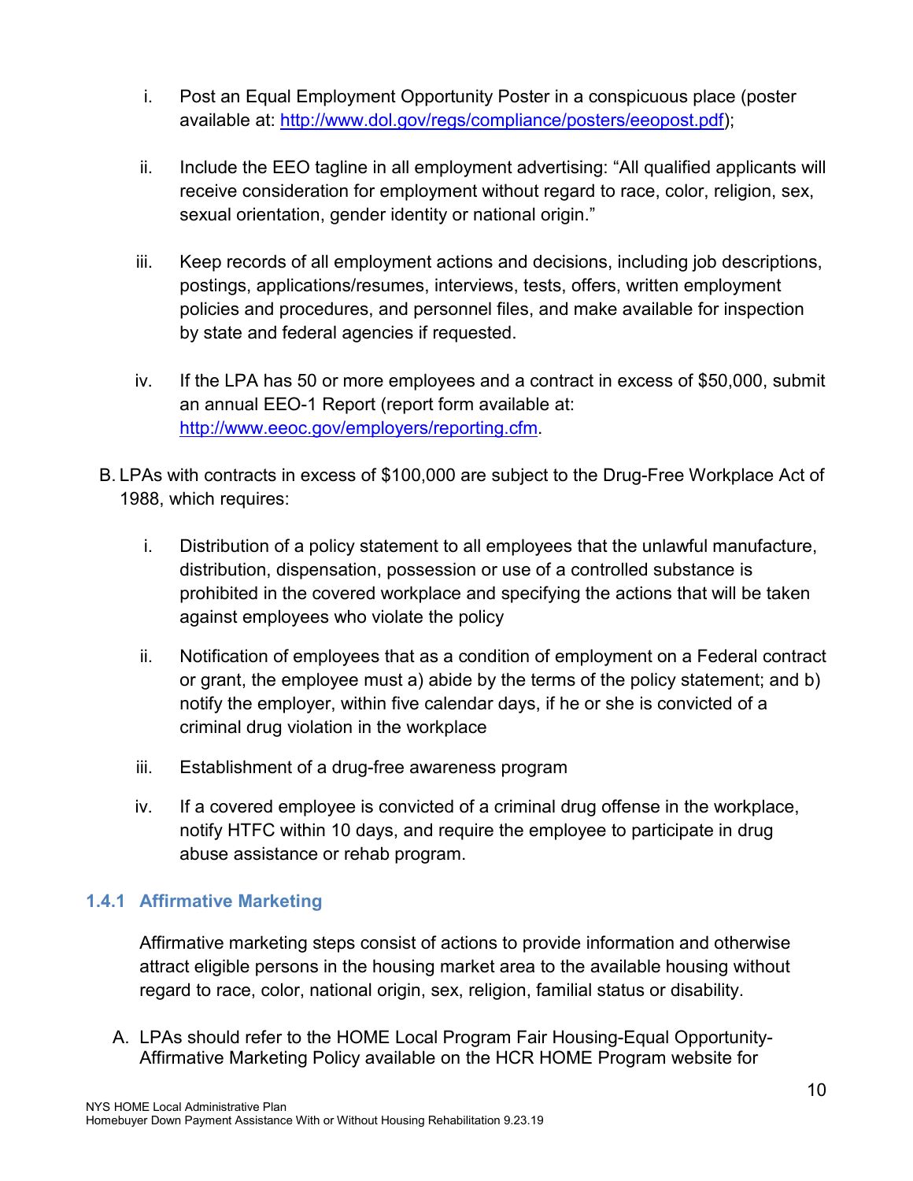i. Post an Equal Employment Opportunity Poster in a conspicuous place (poster available at: http://www.dol.gov/regs/compliance/posters/eeopost.pdf);

ii. Include the EEO tagline in all employment advertising: "All qualified applicants will receive consideration for employment without regard to race, color, religion, sex, sexual orientation, gender identity or national origin."

iii. Keep records of all employment actions and decisions, including job descriptions, postings, applications/resumes, interviews, tests, offers, written employment policies and procedures, and personnel files, and make available for inspection by state and federal agencies if requested.

iv. If the LPA has 50 or more employees and a contract in excess of $50,000, submit an annual EEO-1 Report (report form available at: http://www.eeoc.gov/employers/reporting.cfm.

B. LPAs with contracts in excess of $100,000 are subject to the Drug-Free Workplace Act of 1988, which requires:

i. Distribution of a policy statement to all employees that the unlawful manufacture, distribution, dispensation, possession or use of a controlled substance is prohibited in the covered workplace and specifying the actions that will be taken against employees who violate the policy

ii. Notification of employees that as a condition of employment on a Federal contract or grant, the employee must a) abide by the terms of the policy statement; and b) notify the employer, within five calendar days, if he or she is convicted of a criminal drug violation in the workplace

iii. Establishment of a drug-free awareness program

iv. If a covered employee is convicted of a criminal drug offense in the workplace, notify HTFC within 10 days, and require the employee to participate in drug abuse assistance or rehab program.

### 1.4.1 Affirmative Marketing

Affirmative marketing steps consist of actions to provide information and otherwise attract eligible persons in the housing market area to the available housing without regard to race, color, national origin, sex, religion, familial status or disability.

A. LPAs should refer to the HOME Local Program Fair Housing-Equal Opportunity-Affirmative Marketing Policy available on the HCR HOME Program website for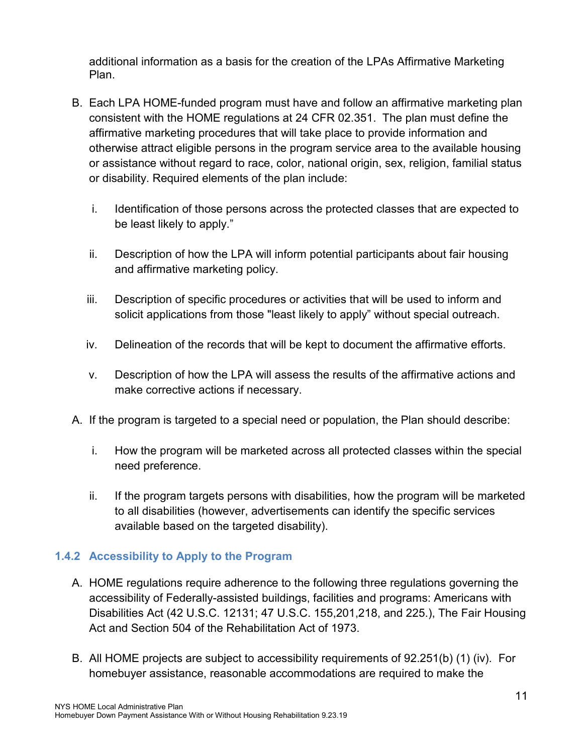additional information as a basis for the creation of the LPAs Affirmative Marketing Plan.

B. Each LPA HOME-funded program must have and follow an affirmative marketing plan consistent with the HOME regulations at 24 CFR 02.351. The plan must define the affirmative marketing procedures that will take place to provide information and otherwise attract eligible persons in the program service area to the available housing or assistance without regard to race, color, national origin, sex, religion, familial status or disability. Required elements of the plan include:

   i. Identification of those persons across the protected classes that are expected to be least likely to apply."

   ii. Description of how the LPA will inform potential participants about fair housing and affirmative marketing policy.

   iii. Description of specific procedures or activities that will be used to inform and solicit applications from those "least likely to apply" without special outreach.

   iv. Delineation of the records that will be kept to document the affirmative efforts.

   v. Description of how the LPA will assess the results of the affirmative actions and make corrective actions if necessary.

A. If the program is targeted to a special need or population, the Plan should describe:

   i. How the program will be marketed across all protected classes within the special need preference.

   ii. If the program targets persons with disabilities, how the program will be marketed to all disabilities (however, advertisements can identify the specific services available based on the targeted disability).

### 1.4.2 Accessibility to Apply to the Program

A. HOME regulations require adherence to the following three regulations governing the accessibility of Federally-assisted buildings, facilities and programs: Americans with Disabilities Act (42 U.S.C. 12131; 47 U.S.C. 155,201,218, and 225.), The Fair Housing Act and Section 504 of the Rehabilitation Act of 1973.

B. All HOME projects are subject to accessibility requirements of 92.251(b) (1) (iv). For homebuyer assistance, reasonable accommodations are required to make the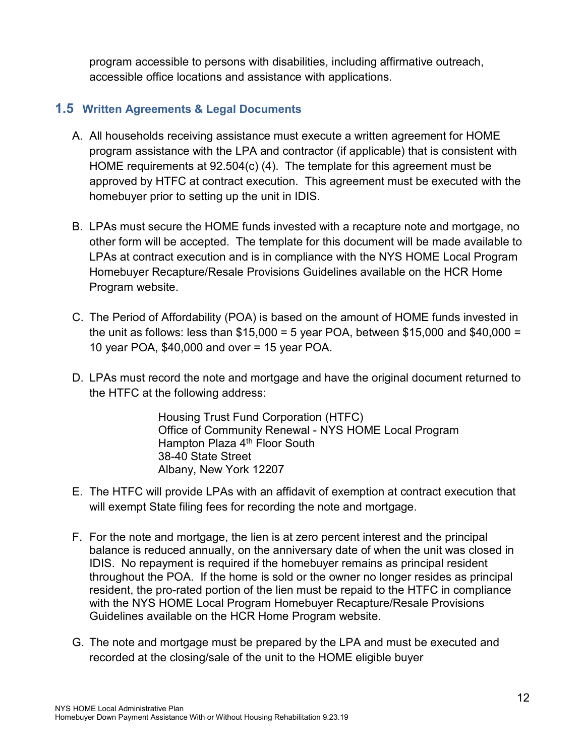program accessible to persons with disabilities, including affirmative outreach, accessible office locations and assistance with applications.

## 1.5 Written Agreements & Legal Documents

A. All households receiving assistance must execute a written agreement for HOME program assistance with the LPA and contractor (if applicable) that is consistent with HOME requirements at 92.504(c) (4). The template for this agreement must be approved by HTFC at contract execution. This agreement must be executed with the homebuyer prior to setting up the unit in IDIS.

B. LPAs must secure the HOME funds invested with a recapture note and mortgage, no other form will be accepted. The template for this document will be made available to LPAs at contract execution and is in compliance with the NYS HOME Local Program Homebuyer Recapture/Resale Provisions Guidelines available on the HCR Home Program website.

C. The Period of Affordability (POA) is based on the amount of HOME funds invested in the unit as follows: less than $15,000 = 5 year POA, between $15,000 and $40,000 = 10 year POA, $40,000 and over = 15 year POA.

D. LPAs must record the note and mortgage and have the original document returned to the HTFC at the following address:

   Housing Trust Fund Corporation (HTFC)
   Office of Community Renewal - NYS HOME Local Program
   Hampton Plaza 4th Floor South
   38-40 State Street
   Albany, New York 12207

E. The HTFC will provide LPAs with an affidavit of exemption at contract execution that will exempt State filing fees for recording the note and mortgage.

F. For the note and mortgage, the lien is at zero percent interest and the principal balance is reduced annually, on the anniversary date of when the unit was closed in IDIS. No repayment is required if the homebuyer remains as principal resident throughout the POA. If the home is sold or the owner no longer resides as principal resident, the pro-rated portion of the lien must be repaid to the HTFC in compliance with the NYS HOME Local Program Homebuyer Recapture/Resale Provisions Guidelines available on the HCR Home Program website.

G. The note and mortgage must be prepared by the LPA and must be executed and recorded at the closing/sale of the unit to the HOME eligible buyer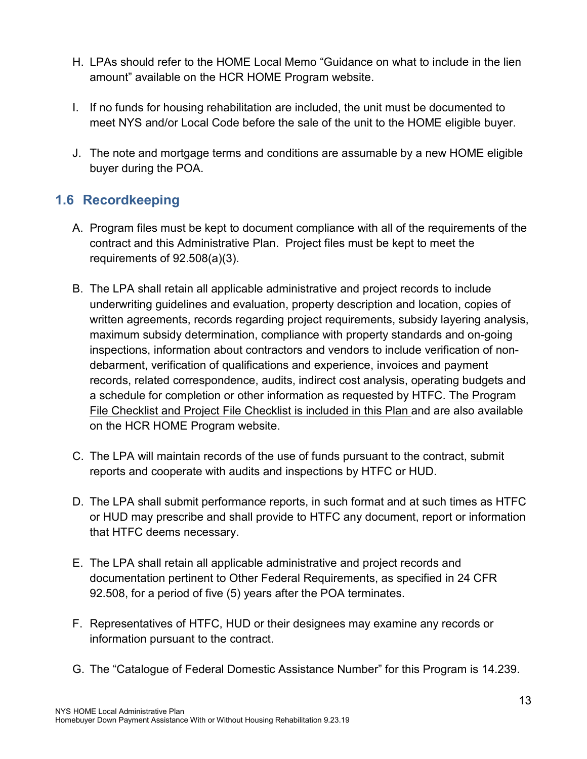H. LPAs should refer to the HOME Local Memo “Guidance on what to include in the lien amount” available on the HCR HOME Program website.

I. If no funds for housing rehabilitation are included, the unit must be documented to meet NYS and/or Local Code before the sale of the unit to the HOME eligible buyer.

J. The note and mortgage terms and conditions are assumable by a new HOME eligible buyer during the POA.

## 1.6 Recordkeeping

A. Program files must be kept to document compliance with all of the requirements of the contract and this Administrative Plan. Project files must be kept to meet the requirements of 92.508(a)(3).

B. The LPA shall retain all applicable administrative and project records to include underwriting guidelines and evaluation, property description and location, copies of written agreements, records regarding project requirements, subsidy layering analysis, maximum subsidy determination, compliance with property standards and on-going inspections, information about contractors and vendors to include verification of non-debarment, verification of qualifications and experience, invoices and payment records, related correspondence, audits, indirect cost analysis, operating budgets and a schedule for completion or other information as requested by HTFC. The Program File Checklist and Project File Checklist is included in this Plan and are also available on the HCR HOME Program website.

C. The LPA will maintain records of the use of funds pursuant to the contract, submit reports and cooperate with audits and inspections by HTFC or HUD.

D. The LPA shall submit performance reports, in such format and at such times as HTFC or HUD may prescribe and shall provide to HTFC any document, report or information that HTFC deems necessary.

E. The LPA shall retain all applicable administrative and project records and documentation pertinent to Other Federal Requirements, as specified in 24 CFR 92.508, for a period of five (5) years after the POA terminates.

F. Representatives of HTFC, HUD or their designees may examine any records or information pursuant to the contract.

G. The “Catalogue of Federal Domestic Assistance Number” for this Program is 14.239.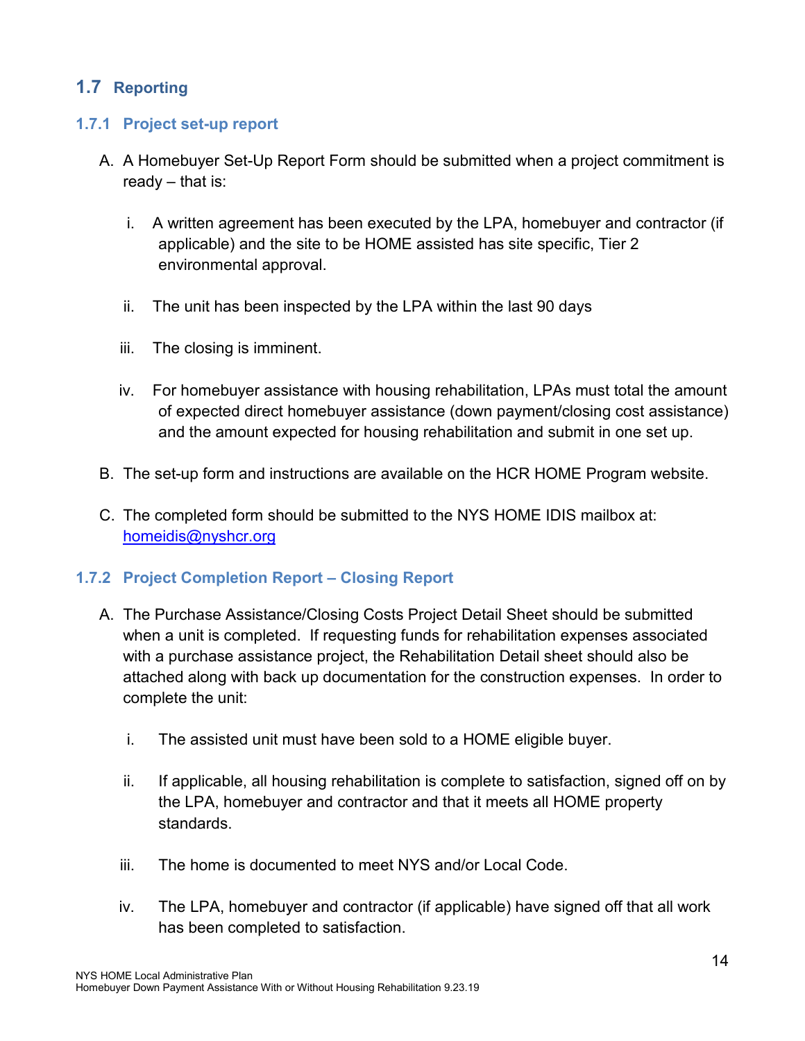## 1.7 Reporting

### 1.7.1 Project set-up report

A. A Homebuyer Set-Up Report Form should be submitted when a project commitment is ready – that is:

   i. A written agreement has been executed by the LPA, homebuyer and contractor (if applicable) and the site to be HOME assisted has site specific, Tier 2 environmental approval.

   ii. The unit has been inspected by the LPA within the last 90 days

   iii. The closing is imminent.

   iv. For homebuyer assistance with housing rehabilitation, LPAs must total the amount of expected direct homebuyer assistance (down payment/closing cost assistance) and the amount expected for housing rehabilitation and submit in one set up.

B. The set-up form and instructions are available on the HCR HOME Program website.

C. The completed form should be submitted to the NYS HOME IDIS mailbox at: homeidis@nyshcr.org

### 1.7.2 Project Completion Report – Closing Report

A. The Purchase Assistance/Closing Costs Project Detail Sheet should be submitted when a unit is completed. If requesting funds for rehabilitation expenses associated with a purchase assistance project, the Rehabilitation Detail sheet should also be attached along with back up documentation for the construction expenses. In order to complete the unit:

   i. The assisted unit must have been sold to a HOME eligible buyer.

   ii. If applicable, all housing rehabilitation is complete to satisfaction, signed off on by the LPA, homebuyer and contractor and that it meets all HOME property standards.

   iii. The home is documented to meet NYS and/or Local Code.

   iv. The LPA, homebuyer and contractor (if applicable) have signed off that all work has been completed to satisfaction.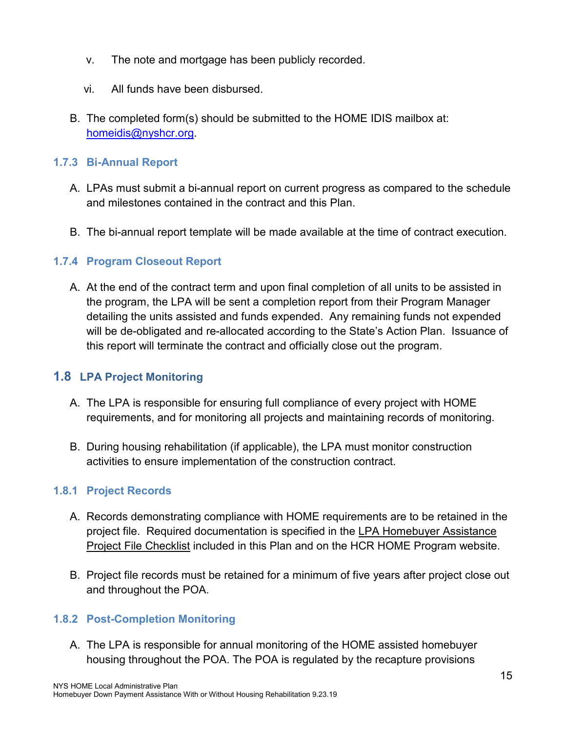v. The note and mortgage has been publicly recorded.

vi. All funds have been disbursed.

B. The completed form(s) should be submitted to the HOME IDIS mailbox at: homeidis@nyshcr.org.

### 1.7.3 Bi-Annual Report

A. LPAs must submit a bi-annual report on current progress as compared to the schedule and milestones contained in the contract and this Plan.

B. The bi-annual report template will be made available at the time of contract execution.

### 1.7.4 Program Closeout Report

A. At the end of the contract term and upon final completion of all units to be assisted in the program, the LPA will be sent a completion report from their Program Manager detailing the units assisted and funds expended. Any remaining funds not expended will be de-obligated and re-allocated according to the State's Action Plan. Issuance of this report will terminate the contract and officially close out the program.

## 1.8 LPA Project Monitoring

A. The LPA is responsible for ensuring full compliance of every project with HOME requirements, and for monitoring all projects and maintaining records of monitoring.

B. During housing rehabilitation (if applicable), the LPA must monitor construction activities to ensure implementation of the construction contract.

### 1.8.1 Project Records

A. Records demonstrating compliance with HOME requirements are to be retained in the project file. Required documentation is specified in the LPA Homebuyer Assistance Project File Checklist included in this Plan and on the HCR HOME Program website.

B. Project file records must be retained for a minimum of five years after project close out and throughout the POA.

### 1.8.2 Post-Completion Monitoring

A. The LPA is responsible for annual monitoring of the HOME assisted homebuyer housing throughout the POA. The POA is regulated by the recapture provisions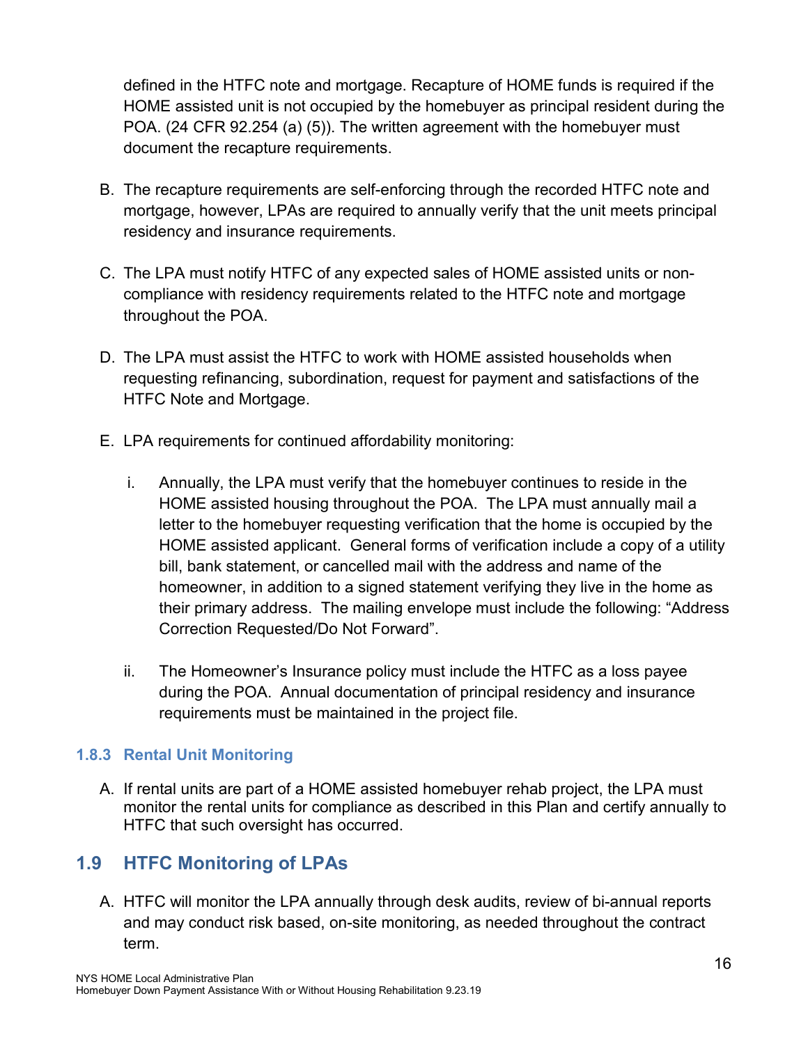defined in the HTFC note and mortgage. Recapture of HOME funds is required if the HOME assisted unit is not occupied by the homebuyer as principal resident during the POA. (24 CFR 92.254 (a) (5)). The written agreement with the homebuyer must document the recapture requirements.

B. The recapture requirements are self-enforcing through the recorded HTFC note and mortgage, however, LPAs are required to annually verify that the unit meets principal residency and insurance requirements.

C. The LPA must notify HTFC of any expected sales of HOME assisted units or non-compliance with residency requirements related to the HTFC note and mortgage throughout the POA.

D. The LPA must assist the HTFC to work with HOME assisted households when requesting refinancing, subordination, request for payment and satisfactions of the HTFC Note and Mortgage.

E. LPA requirements for continued affordability monitoring:

   i. Annually, the LPA must verify that the homebuyer continues to reside in the HOME assisted housing throughout the POA. The LPA must annually mail a letter to the homebuyer requesting verification that the home is occupied by the HOME assisted applicant. General forms of verification include a copy of a utility bill, bank statement, or cancelled mail with the address and name of the homeowner, in addition to a signed statement verifying they live in the home as their primary address. The mailing envelope must include the following: "Address Correction Requested/Do Not Forward".

   ii. The Homeowner's Insurance policy must include the HTFC as a loss payee during the POA. Annual documentation of principal residency and insurance requirements must be maintained in the project file.

### 1.8.3 Rental Unit Monitoring

A. If rental units are part of a HOME assisted homebuyer rehab project, the LPA must monitor the rental units for compliance as described in this Plan and certify annually to HTFC that such oversight has occurred.

## 1.9 HTFC Monitoring of LPAs

A. HTFC will monitor the LPA annually through desk audits, review of bi-annual reports and may conduct risk based, on-site monitoring, as needed throughout the contract term.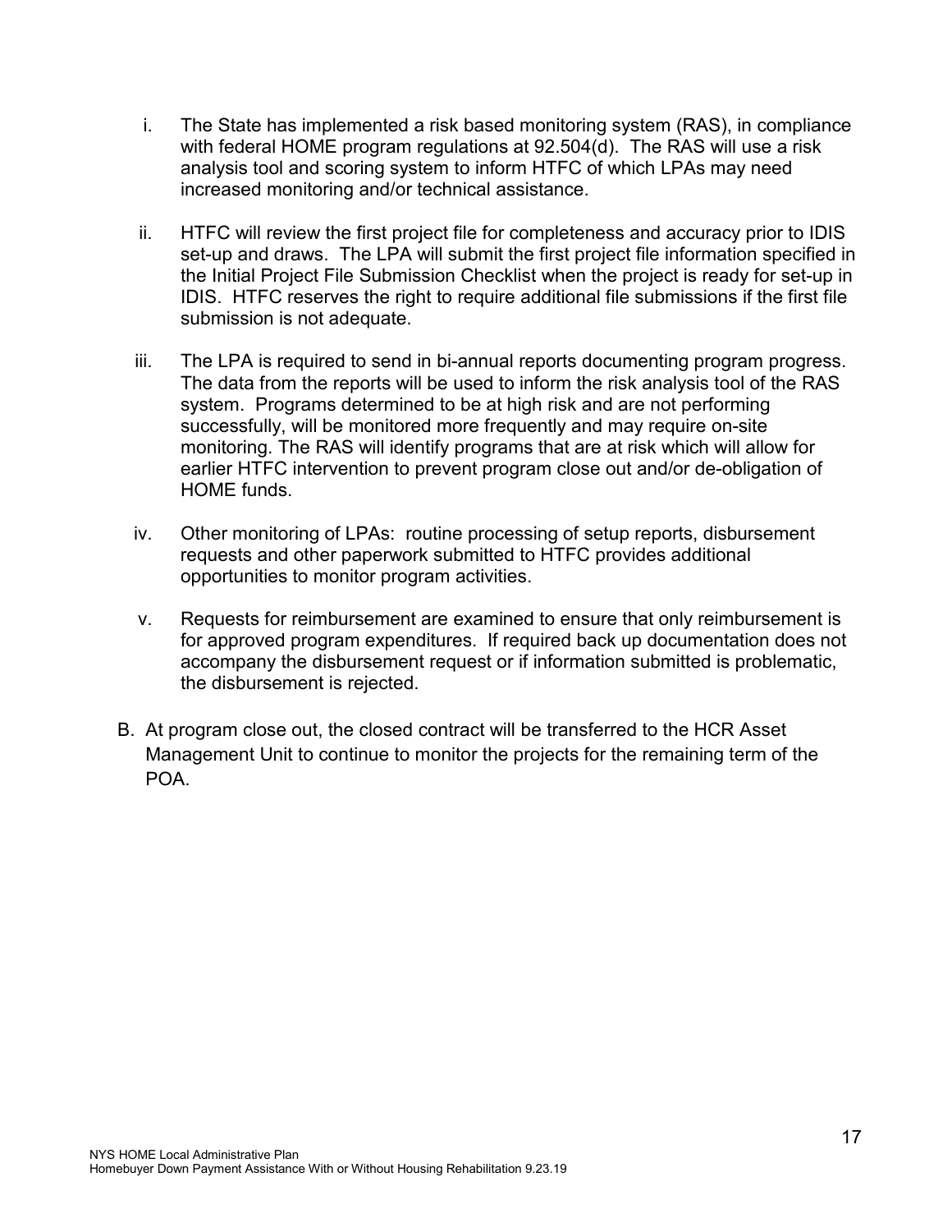i. The State has implemented a risk based monitoring system (RAS), in compliance with federal HOME program regulations at 92.504(d). The RAS will use a risk analysis tool and scoring system to inform HTFC of which LPAs may need increased monitoring and/or technical assistance.

ii. HTFC will review the first project file for completeness and accuracy prior to IDIS set-up and draws. The LPA will submit the first project file information specified in the Initial Project File Submission Checklist when the project is ready for set-up in IDIS. HTFC reserves the right to require additional file submissions if the first file submission is not adequate.

iii. The LPA is required to send in bi-annual reports documenting program progress. The data from the reports will be used to inform the risk analysis tool of the RAS system. Programs determined to be at high risk and are not performing successfully, will be monitored more frequently and may require on-site monitoring. The RAS will identify programs that are at risk which will allow for earlier HTFC intervention to prevent program close out and/or de-obligation of HOME funds.

iv. Other monitoring of LPAs: routine processing of setup reports, disbursement requests and other paperwork submitted to HTFC provides additional opportunities to monitor program activities.

v. Requests for reimbursement are examined to ensure that only reimbursement is for approved program expenditures. If required back up documentation does not accompany the disbursement request or if information submitted is problematic, the disbursement is rejected.

B. At program close out, the closed contract will be transferred to the HCR Asset Management Unit to continue to monitor the projects for the remaining term of the POA.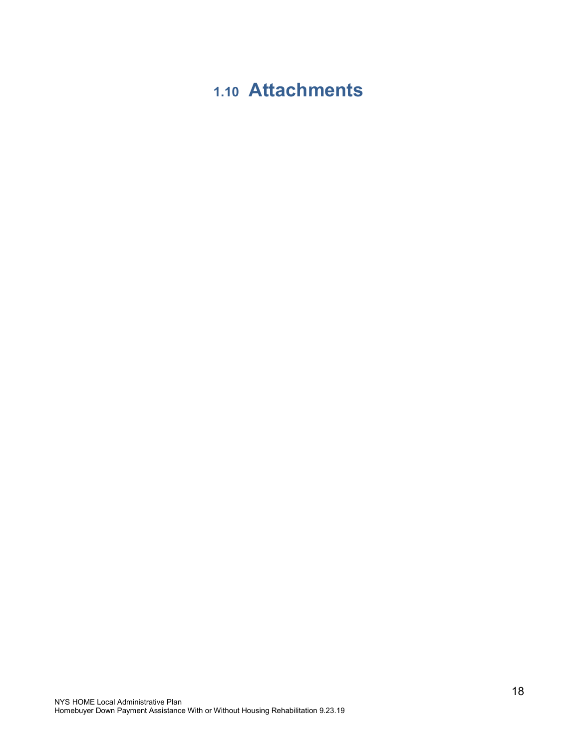## 1.10 Attachments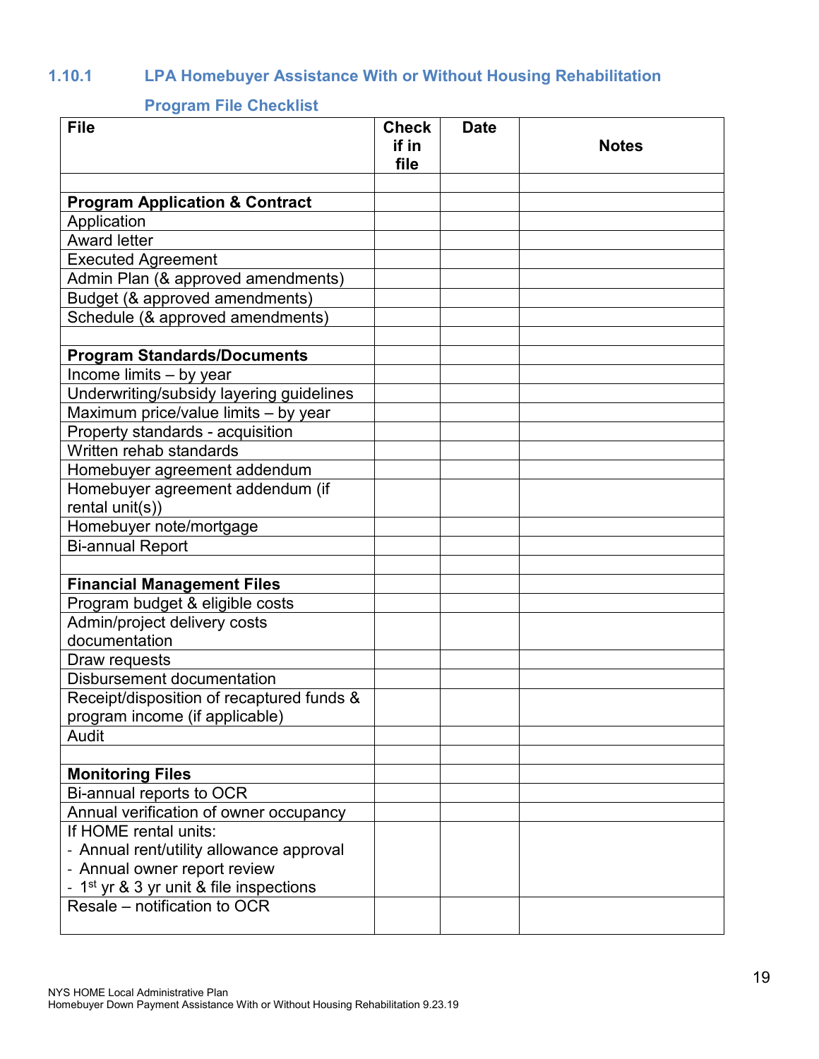### 1.10.1 LPA Homebuyer Assistance With or Without Housing Rehabilitation Program File Checklist

| File | Check if in file | Date | Notes |
|---|---|---|---|
| | | | |
| **Program Application & Contract** | | | |
| Application | | | |
| Award letter | | | |
| Executed Agreement | | | |
| Admin Plan (& approved amendments) | | | |
| Budget (& approved amendments) | | | |
| Schedule (& approved amendments) | | | |
| | | | |
| **Program Standards/Documents** | | | |
| Income limits – by year | | | |
| Underwriting/subsidy layering guidelines | | | |
| Maximum price/value limits – by year | | | |
| Property standards - acquisition | | | |
| Written rehab standards | | | |
| Homebuyer agreement addendum | | | |
| Homebuyer agreement addendum (if rental unit(s)) | | | |
| Homebuyer note/mortgage | | | |
| Bi-annual Report | | | |
| | | | |
| **Financial Management Files** | | | |
| Program budget & eligible costs | | | |
| Admin/project delivery costs documentation | | | |
| Draw requests | | | |
| Disbursement documentation | | | |
| Receipt/disposition of recaptured funds & program income (if applicable) | | | |
| Audit | | | |
| | | | |
| **Monitoring Files** | | | |
| Bi-annual reports to OCR | | | |
| Annual verification of owner occupancy | | | |
| If HOME rental units:<br>- Annual rent/utility allowance approval<br>- Annual owner report review<br>- 1st yr & 3 yr unit & file inspections | | | |
| Resale – notification to OCR | | | |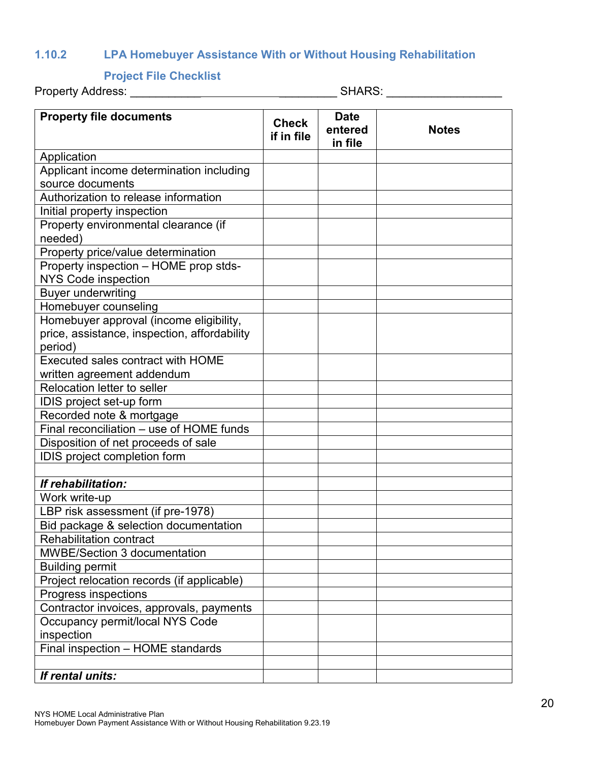### 1.10.2 LPA Homebuyer Assistance With or Without Housing Rehabilitation

### Project File Checklist

Property Address: ___________________________________ SHARS: _________________

| Property file documents | Check if in file | Date entered in file | Notes |
|---|---|---|---|
| Application | | | |
| Applicant income determination including source documents | | | |
| Authorization to release information | | | |
| Initial property inspection | | | |
| Property environmental clearance (if needed) | | | |
| Property price/value determination | | | |
| Property inspection – HOME prop stds-NYS Code inspection | | | |
| Buyer underwriting | | | |
| Homebuyer counseling | | | |
| Homebuyer approval (income eligibility, price, assistance, inspection, affordability period) | | | |
| Executed sales contract with HOME written agreement addendum | | | |
| Relocation letter to seller | | | |
| IDIS project set-up form | | | |
| Recorded note & mortgage | | | |
| Final reconciliation – use of HOME funds | | | |
| Disposition of net proceeds of sale | | | |
| IDIS project completion form | | | |
| | | | |
| ***If rehabilitation:*** | | | |
| Work write-up | | | |
| LBP risk assessment (if pre-1978) | | | |
| Bid package & selection documentation | | | |
| Rehabilitation contract | | | |
| MWBE/Section 3 documentation | | | |
| Building permit | | | |
| Project relocation records (if applicable) | | | |
| Progress inspections | | | |
| Contractor invoices, approvals, payments | | | |
| Occupancy permit/local NYS Code inspection | | | |
| Final inspection – HOME standards | | | |
| | | | |
| ***If rental units:*** | | | |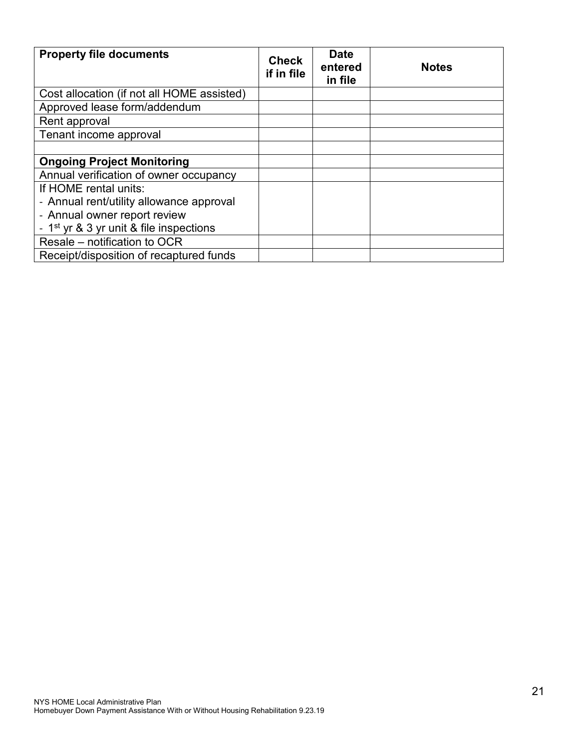| **Property file documents** | **Check if in file** | **Date entered in file** | **Notes** |
|---|---|---|---|
| Cost allocation (if not all HOME assisted) | | | |
| Approved lease form/addendum | | | |
| Rent approval | | | |
| Tenant income approval | | | |
| | | | |
| **Ongoing Project Monitoring** | | | |
| Annual verification of owner occupancy | | | |
| If HOME rental units:<br>- Annual rent/utility allowance approval<br>- Annual owner report review<br>- 1st yr & 3 yr unit & file inspections | | | |
| Resale – notification to OCR | | | |
| Receipt/disposition of recaptured funds | | | |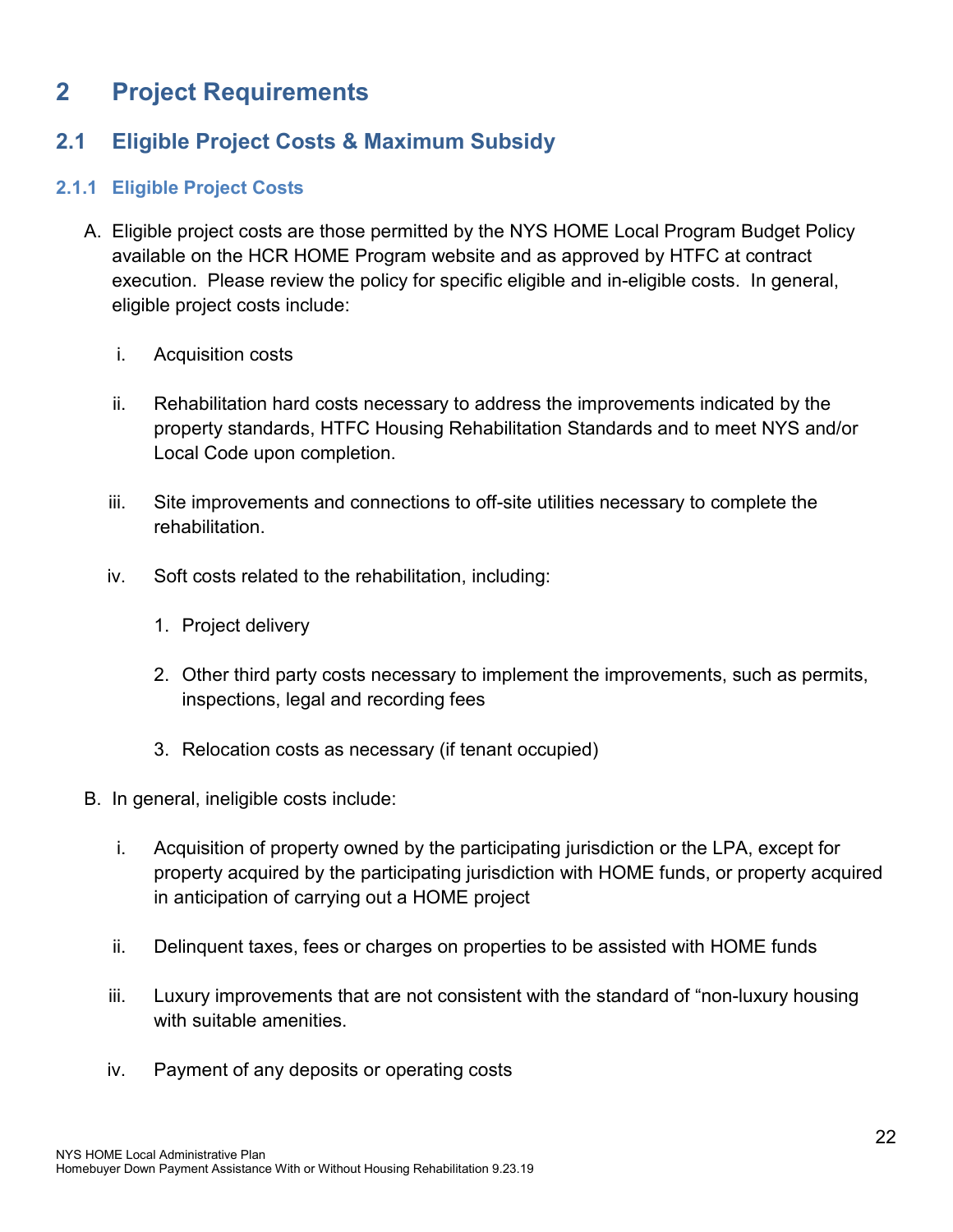# 2 Project Requirements

## 2.1 Eligible Project Costs & Maximum Subsidy

### 2.1.1 Eligible Project Costs

A. Eligible project costs are those permitted by the NYS HOME Local Program Budget Policy available on the HCR HOME Program website and as approved by HTFC at contract execution. Please review the policy for specific eligible and in-eligible costs. In general, eligible project costs include:

   i. Acquisition costs

   ii. Rehabilitation hard costs necessary to address the improvements indicated by the property standards, HTFC Housing Rehabilitation Standards and to meet NYS and/or Local Code upon completion.

   iii. Site improvements and connections to off-site utilities necessary to complete the rehabilitation.

   iv. Soft costs related to the rehabilitation, including:

      1. Project delivery

      2. Other third party costs necessary to implement the improvements, such as permits, inspections, legal and recording fees

      3. Relocation costs as necessary (if tenant occupied)

B. In general, ineligible costs include:

   i. Acquisition of property owned by the participating jurisdiction or the LPA, except for property acquired by the participating jurisdiction with HOME funds, or property acquired in anticipation of carrying out a HOME project

   ii. Delinquent taxes, fees or charges on properties to be assisted with HOME funds

   iii. Luxury improvements that are not consistent with the standard of "non-luxury housing with suitable amenities.

   iv. Payment of any deposits or operating costs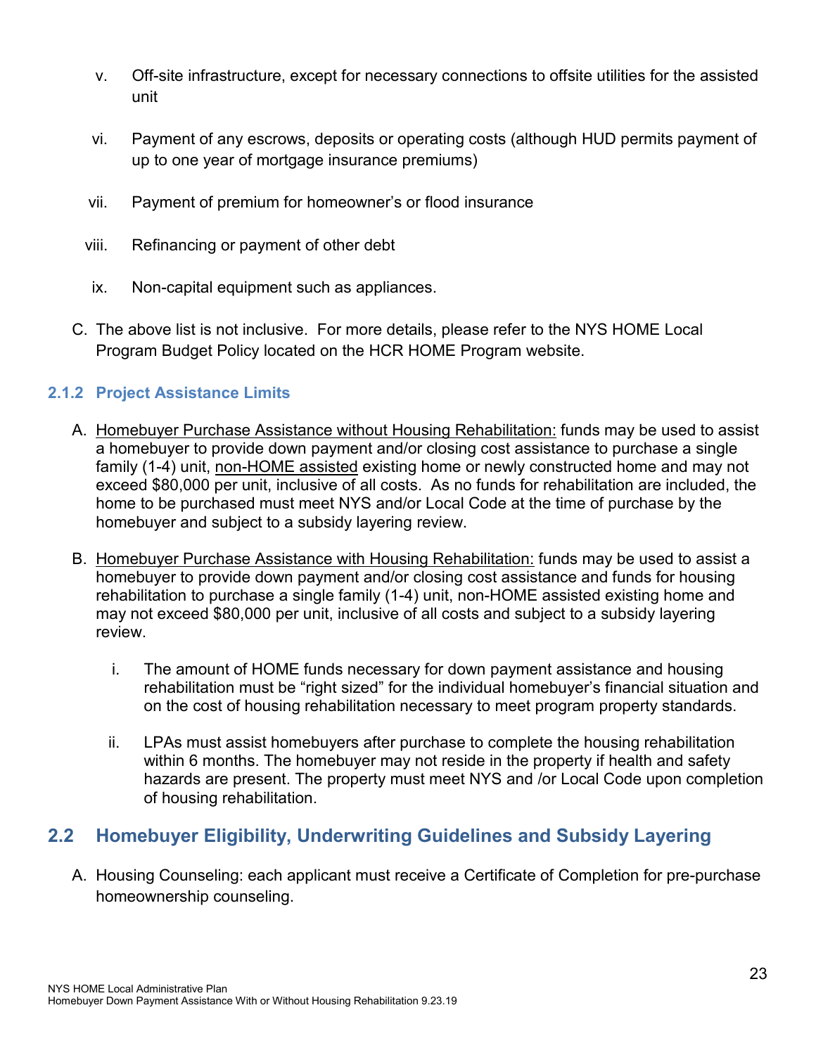v. Off-site infrastructure, except for necessary connections to offsite utilities for the assisted unit

vi. Payment of any escrows, deposits or operating costs (although HUD permits payment of up to one year of mortgage insurance premiums)

vii. Payment of premium for homeowner's or flood insurance

viii. Refinancing or payment of other debt

ix. Non-capital equipment such as appliances.

C. The above list is not inclusive. For more details, please refer to the NYS HOME Local Program Budget Policy located on the HCR HOME Program website.

### 2.1.2 Project Assistance Limits

A. Homebuyer Purchase Assistance without Housing Rehabilitation: funds may be used to assist a homebuyer to provide down payment and/or closing cost assistance to purchase a single family (1-4) unit, non-HOME assisted existing home or newly constructed home and may not exceed $80,000 per unit, inclusive of all costs. As no funds for rehabilitation are included, the home to be purchased must meet NYS and/or Local Code at the time of purchase by the homebuyer and subject to a subsidy layering review.

B. Homebuyer Purchase Assistance with Housing Rehabilitation: funds may be used to assist a homebuyer to provide down payment and/or closing cost assistance and funds for housing rehabilitation to purchase a single family (1-4) unit, non-HOME assisted existing home and may not exceed $80,000 per unit, inclusive of all costs and subject to a subsidy layering review.

   i. The amount of HOME funds necessary for down payment assistance and housing rehabilitation must be "right sized" for the individual homebuyer's financial situation and on the cost of housing rehabilitation necessary to meet program property standards.

   ii. LPAs must assist homebuyers after purchase to complete the housing rehabilitation within 6 months. The homebuyer may not reside in the property if health and safety hazards are present. The property must meet NYS and /or Local Code upon completion of housing rehabilitation.

## 2.2 Homebuyer Eligibility, Underwriting Guidelines and Subsidy Layering

A. Housing Counseling: each applicant must receive a Certificate of Completion for pre-purchase homeownership counseling.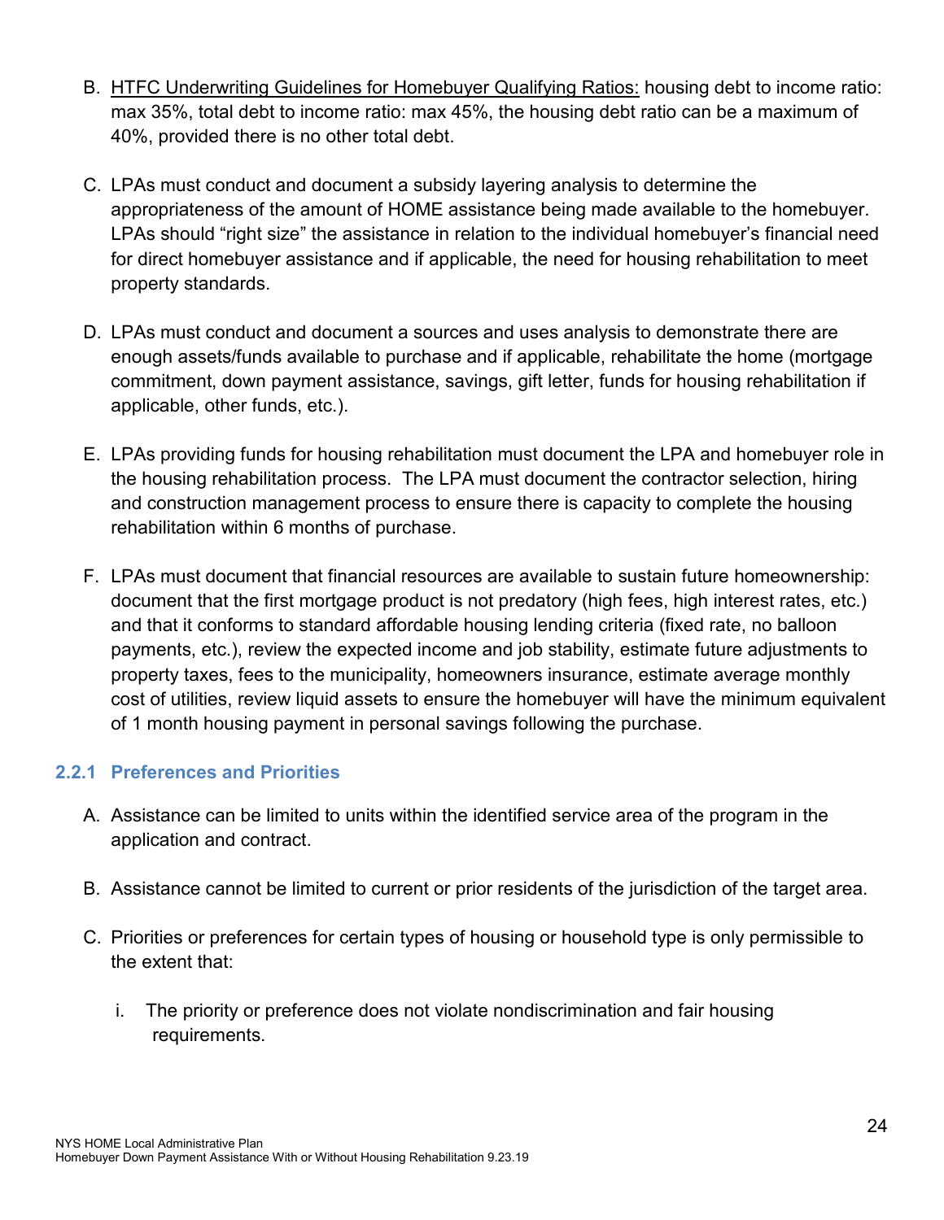B. <u>HTFC Underwriting Guidelines for Homebuyer Qualifying Ratios:</u> housing debt to income ratio: max 35%, total debt to income ratio: max 45%, the housing debt ratio can be a maximum of 40%, provided there is no other total debt.

C. LPAs must conduct and document a subsidy layering analysis to determine the appropriateness of the amount of HOME assistance being made available to the homebuyer. LPAs should "right size" the assistance in relation to the individual homebuyer's financial need for direct homebuyer assistance and if applicable, the need for housing rehabilitation to meet property standards.

D. LPAs must conduct and document a sources and uses analysis to demonstrate there are enough assets/funds available to purchase and if applicable, rehabilitate the home (mortgage commitment, down payment assistance, savings, gift letter, funds for housing rehabilitation if applicable, other funds, etc.).

E. LPAs providing funds for housing rehabilitation must document the LPA and homebuyer role in the housing rehabilitation process. The LPA must document the contractor selection, hiring and construction management process to ensure there is capacity to complete the housing rehabilitation within 6 months of purchase.

F. LPAs must document that financial resources are available to sustain future homeownership: document that the first mortgage product is not predatory (high fees, high interest rates, etc.) and that it conforms to standard affordable housing lending criteria (fixed rate, no balloon payments, etc.), review the expected income and job stability, estimate future adjustments to property taxes, fees to the municipality, homeowners insurance, estimate average monthly cost of utilities, review liquid assets to ensure the homebuyer will have the minimum equivalent of 1 month housing payment in personal savings following the purchase.

### 2.2.1 Preferences and Priorities

A. Assistance can be limited to units within the identified service area of the program in the application and contract.

B. Assistance cannot be limited to current or prior residents of the jurisdiction of the target area.

C. Priorities or preferences for certain types of housing or household type is only permissible to the extent that:

   i. The priority or preference does not violate nondiscrimination and fair housing requirements.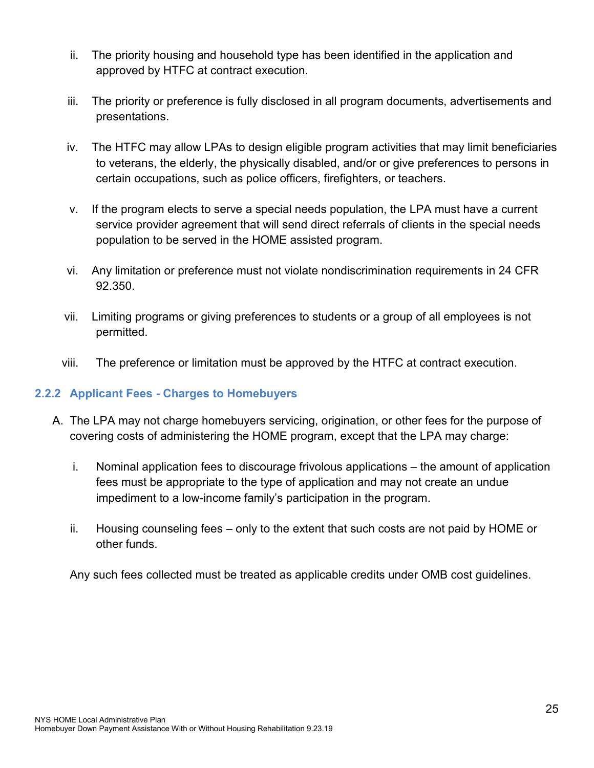ii. The priority housing and household type has been identified in the application and approved by HTFC at contract execution.

iii. The priority or preference is fully disclosed in all program documents, advertisements and presentations.

iv. The HTFC may allow LPAs to design eligible program activities that may limit beneficiaries to veterans, the elderly, the physically disabled, and/or or give preferences to persons in certain occupations, such as police officers, firefighters, or teachers.

v. If the program elects to serve a special needs population, the LPA must have a current service provider agreement that will send direct referrals of clients in the special needs population to be served in the HOME assisted program.

vi. Any limitation or preference must not violate nondiscrimination requirements in 24 CFR 92.350.

vii. Limiting programs or giving preferences to students or a group of all employees is not permitted.

viii. The preference or limitation must be approved by the HTFC at contract execution.

### 2.2.2 Applicant Fees - Charges to Homebuyers

A. The LPA may not charge homebuyers servicing, origination, or other fees for the purpose of covering costs of administering the HOME program, except that the LPA may charge:

   i. Nominal application fees to discourage frivolous applications – the amount of application fees must be appropriate to the type of application and may not create an undue impediment to a low-income family's participation in the program.

   ii. Housing counseling fees – only to the extent that such costs are not paid by HOME or other funds.

   Any such fees collected must be treated as applicable credits under OMB cost guidelines.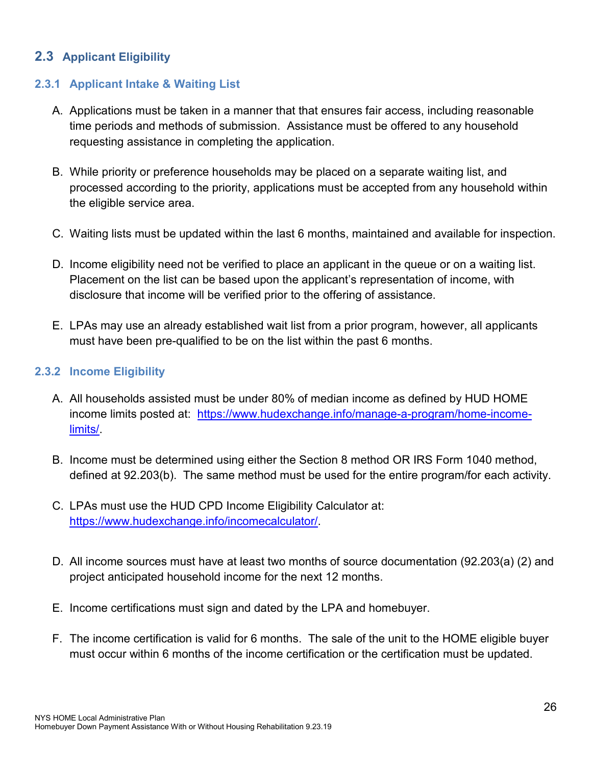## 2.3 Applicant Eligibility

### 2.3.1 Applicant Intake & Waiting List

A. Applications must be taken in a manner that that ensures fair access, including reasonable time periods and methods of submission. Assistance must be offered to any household requesting assistance in completing the application.

B. While priority or preference households may be placed on a separate waiting list, and processed according to the priority, applications must be accepted from any household within the eligible service area.

C. Waiting lists must be updated within the last 6 months, maintained and available for inspection.

D. Income eligibility need not be verified to place an applicant in the queue or on a waiting list. Placement on the list can be based upon the applicant's representation of income, with disclosure that income will be verified prior to the offering of assistance.

E. LPAs may use an already established wait list from a prior program, however, all applicants must have been pre-qualified to be on the list within the past 6 months.

### 2.3.2 Income Eligibility

A. All households assisted must be under 80% of median income as defined by HUD HOME income limits posted at: https://www.hudexchange.info/manage-a-program/home-income-limits/.

B. Income must be determined using either the Section 8 method OR IRS Form 1040 method, defined at 92.203(b). The same method must be used for the entire program/for each activity.

C. LPAs must use the HUD CPD Income Eligibility Calculator at: https://www.hudexchange.info/incomecalculator/.

D. All income sources must have at least two months of source documentation (92.203(a) (2) and project anticipated household income for the next 12 months.

E. Income certifications must sign and dated by the LPA and homebuyer.

F. The income certification is valid for 6 months. The sale of the unit to the HOME eligible buyer must occur within 6 months of the income certification or the certification must be updated.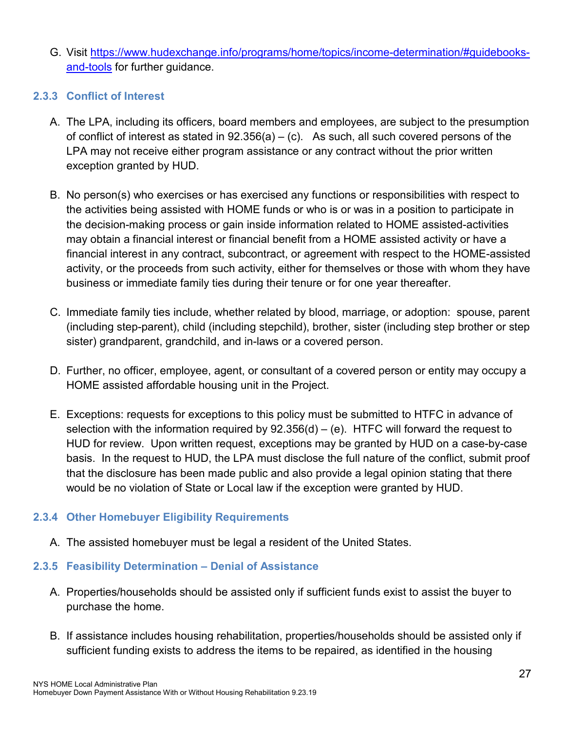G. Visit [https://www.hudexchange.info/programs/home/topics/income-determination/#guidebooks-and-tools](https://www.hudexchange.info/programs/home/topics/income-determination/#guidebooks-and-tools) for further guidance.

### 2.3.3 Conflict of Interest

A. The LPA, including its officers, board members and employees, are subject to the presumption of conflict of interest as stated in 92.356(a) – (c). As such, all such covered persons of the LPA may not receive either program assistance or any contract without the prior written exception granted by HUD.

B. No person(s) who exercises or has exercised any functions or responsibilities with respect to the activities being assisted with HOME funds or who is or was in a position to participate in the decision-making process or gain inside information related to HOME assisted-activities may obtain a financial interest or financial benefit from a HOME assisted activity or have a financial interest in any contract, subcontract, or agreement with respect to the HOME-assisted activity, or the proceeds from such activity, either for themselves or those with whom they have business or immediate family ties during their tenure or for one year thereafter.

C. Immediate family ties include, whether related by blood, marriage, or adoption: spouse, parent (including step-parent), child (including stepchild), brother, sister (including step brother or step sister) grandparent, grandchild, and in-laws or a covered person.

D. Further, no officer, employee, agent, or consultant of a covered person or entity may occupy a HOME assisted affordable housing unit in the Project.

E. Exceptions: requests for exceptions to this policy must be submitted to HTFC in advance of selection with the information required by 92.356(d) – (e). HTFC will forward the request to HUD for review. Upon written request, exceptions may be granted by HUD on a case-by-case basis. In the request to HUD, the LPA must disclose the full nature of the conflict, submit proof that the disclosure has been made public and also provide a legal opinion stating that there would be no violation of State or Local law if the exception were granted by HUD.

### 2.3.4 Other Homebuyer Eligibility Requirements

A. The assisted homebuyer must be legal a resident of the United States.

### 2.3.5 Feasibility Determination – Denial of Assistance

A. Properties/households should be assisted only if sufficient funds exist to assist the buyer to purchase the home.

B. If assistance includes housing rehabilitation, properties/households should be assisted only if sufficient funding exists to address the items to be repaired, as identified in the housing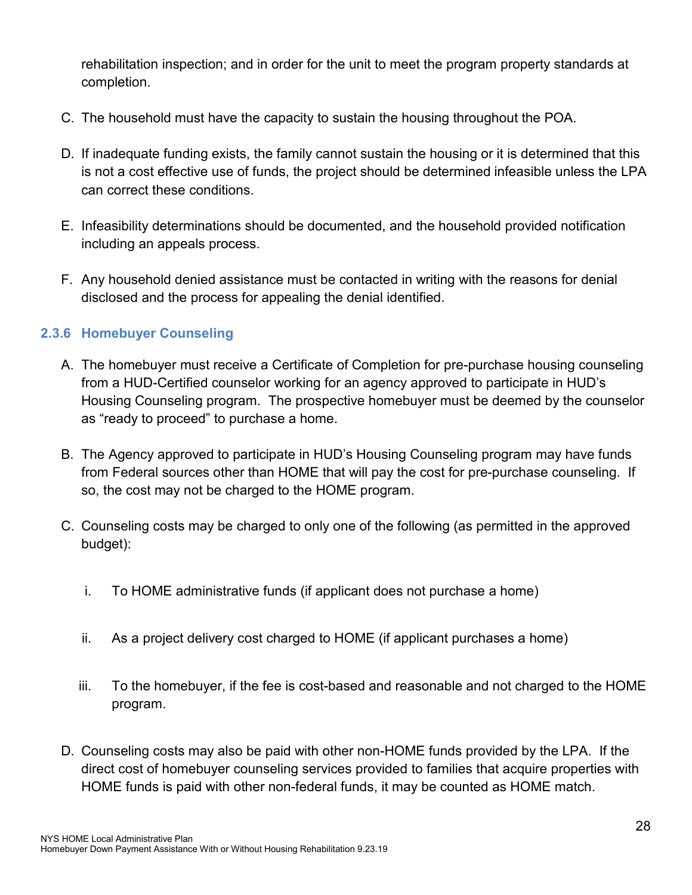rehabilitation inspection; and in order for the unit to meet the program property standards at completion.

C. The household must have the capacity to sustain the housing throughout the POA.

D. If inadequate funding exists, the family cannot sustain the housing or it is determined that this is not a cost effective use of funds, the project should be determined infeasible unless the LPA can correct these conditions.

E. Infeasibility determinations should be documented, and the household provided notification including an appeals process.

F. Any household denied assistance must be contacted in writing with the reasons for denial disclosed and the process for appealing the denial identified.

### 2.3.6 Homebuyer Counseling

A. The homebuyer must receive a Certificate of Completion for pre-purchase housing counseling from a HUD-Certified counselor working for an agency approved to participate in HUD's Housing Counseling program. The prospective homebuyer must be deemed by the counselor as "ready to proceed" to purchase a home.

B. The Agency approved to participate in HUD's Housing Counseling program may have funds from Federal sources other than HOME that will pay the cost for pre-purchase counseling. If so, the cost may not be charged to the HOME program.

C. Counseling costs may be charged to only one of the following (as permitted in the approved budget):

   i. To HOME administrative funds (if applicant does not purchase a home)

   ii. As a project delivery cost charged to HOME (if applicant purchases a home)

   iii. To the homebuyer, if the fee is cost-based and reasonable and not charged to the HOME program.

D. Counseling costs may also be paid with other non-HOME funds provided by the LPA. If the direct cost of homebuyer counseling services provided to families that acquire properties with HOME funds is paid with other non-federal funds, it may be counted as HOME match.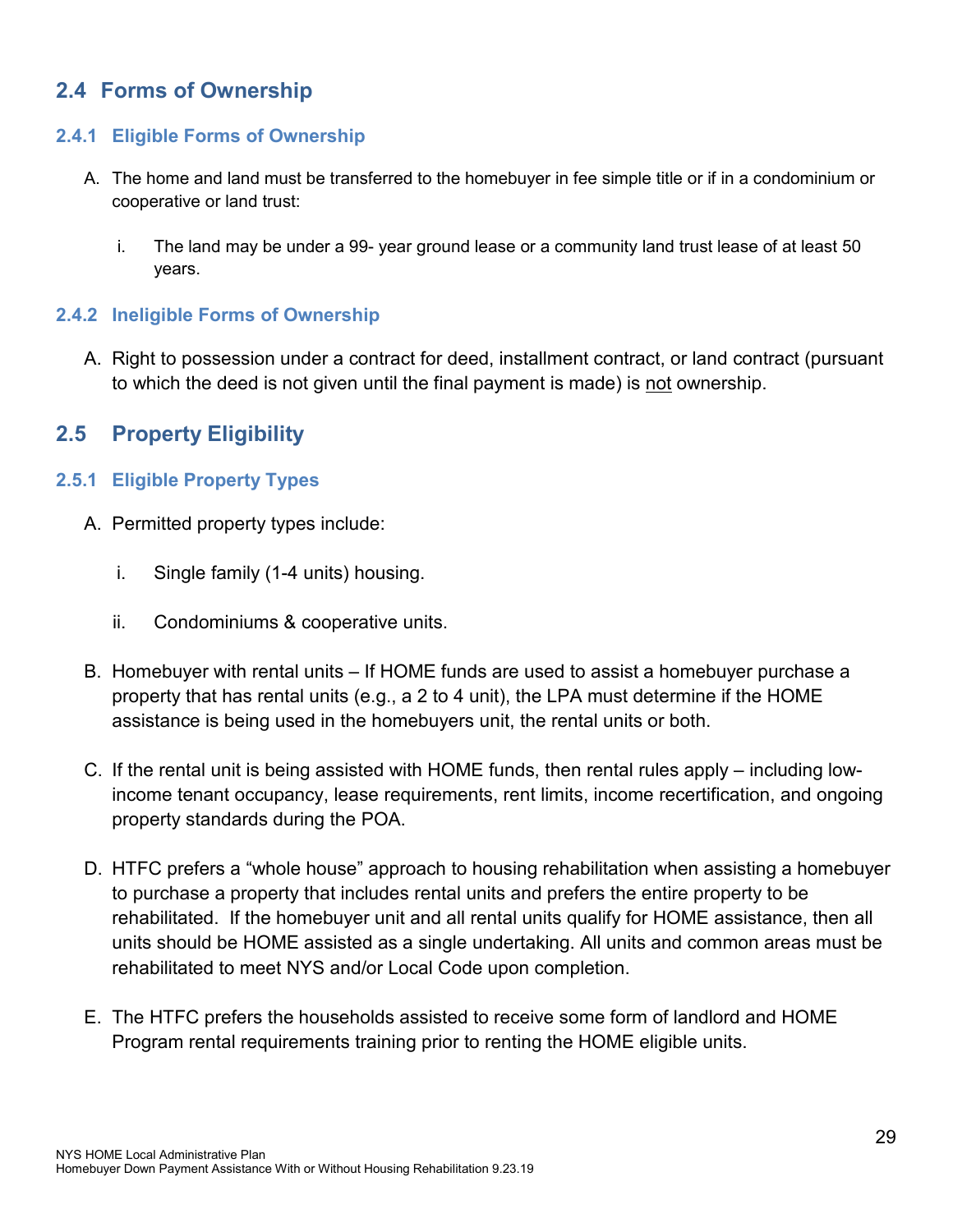## 2.4 Forms of Ownership

### 2.4.1 Eligible Forms of Ownership

A. The home and land must be transferred to the homebuyer in fee simple title or if in a condominium or cooperative or land trust:

   i. The land may be under a 99- year ground lease or a community land trust lease of at least 50 years.

### 2.4.2 Ineligible Forms of Ownership

A. Right to possession under a contract for deed, installment contract, or land contract (pursuant to which the deed is not given until the final payment is made) is <u>not</u> ownership.

## 2.5 Property Eligibility

### 2.5.1 Eligible Property Types

A. Permitted property types include:

   i. Single family (1-4 units) housing.

   ii. Condominiums & cooperative units.

B. Homebuyer with rental units – If HOME funds are used to assist a homebuyer purchase a property that has rental units (e.g., a 2 to 4 unit), the LPA must determine if the HOME assistance is being used in the homebuyers unit, the rental units or both.

C. If the rental unit is being assisted with HOME funds, then rental rules apply – including low-income tenant occupancy, lease requirements, rent limits, income recertification, and ongoing property standards during the POA.

D. HTFC prefers a "whole house" approach to housing rehabilitation when assisting a homebuyer to purchase a property that includes rental units and prefers the entire property to be rehabilitated. If the homebuyer unit and all rental units qualify for HOME assistance, then all units should be HOME assisted as a single undertaking. All units and common areas must be rehabilitated to meet NYS and/or Local Code upon completion.

E. The HTFC prefers the households assisted to receive some form of landlord and HOME Program rental requirements training prior to renting the HOME eligible units.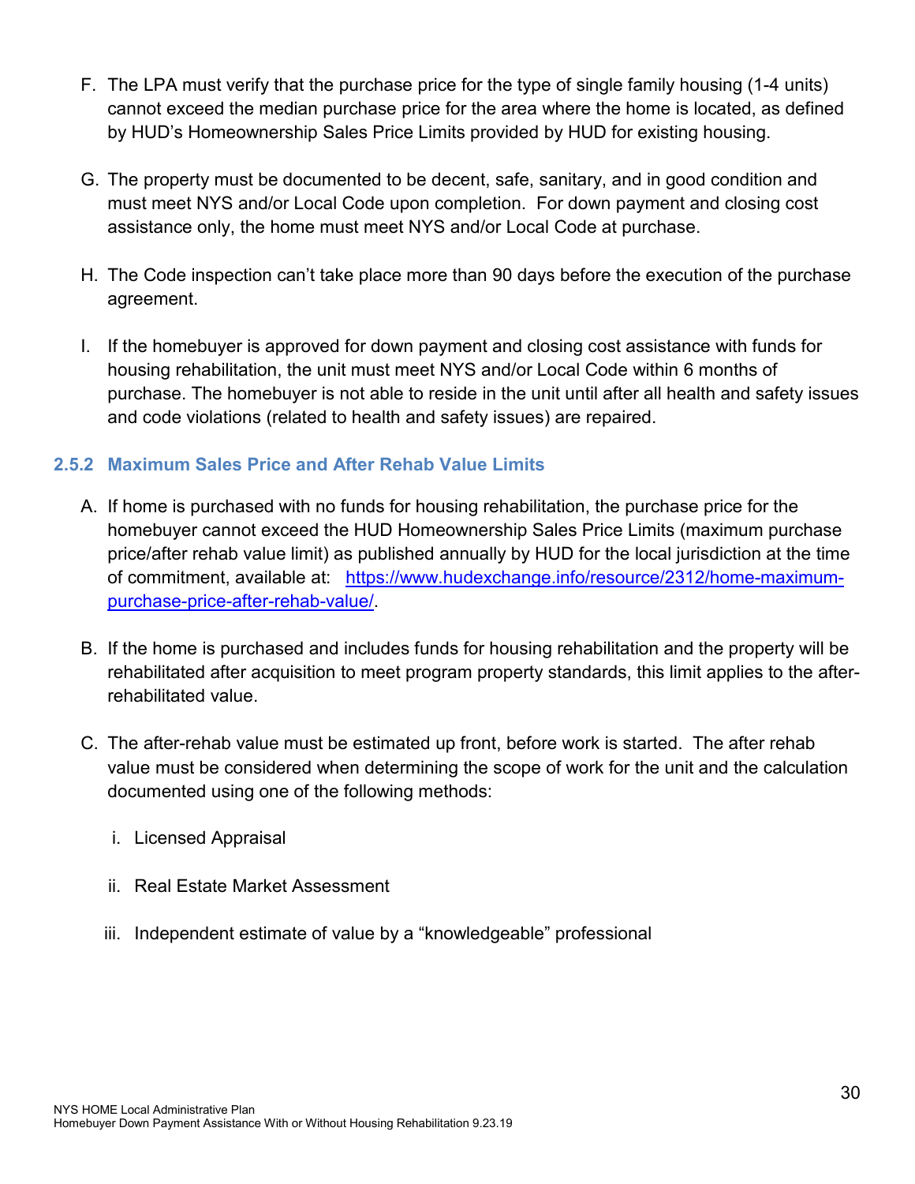F. The LPA must verify that the purchase price for the type of single family housing (1-4 units) cannot exceed the median purchase price for the area where the home is located, as defined by HUD's Homeownership Sales Price Limits provided by HUD for existing housing.

G. The property must be documented to be decent, safe, sanitary, and in good condition and must meet NYS and/or Local Code upon completion. For down payment and closing cost assistance only, the home must meet NYS and/or Local Code at purchase.

H. The Code inspection can't take place more than 90 days before the execution of the purchase agreement.

I. If the homebuyer is approved for down payment and closing cost assistance with funds for housing rehabilitation, the unit must meet NYS and/or Local Code within 6 months of purchase. The homebuyer is not able to reside in the unit until after all health and safety issues and code violations (related to health and safety issues) are repaired.

### 2.5.2 Maximum Sales Price and After Rehab Value Limits

A. If home is purchased with no funds for housing rehabilitation, the purchase price for the homebuyer cannot exceed the HUD Homeownership Sales Price Limits (maximum purchase price/after rehab value limit) as published annually by HUD for the local jurisdiction at the time of commitment, available at: [https://www.hudexchange.info/resource/2312/home-maximum-purchase-price-after-rehab-value/](https://www.hudexchange.info/resource/2312/home-maximum-purchase-price-after-rehab-value/).

B. If the home is purchased and includes funds for housing rehabilitation and the property will be rehabilitated after acquisition to meet program property standards, this limit applies to the after-rehabilitated value.

C. The after-rehab value must be estimated up front, before work is started. The after rehab value must be considered when determining the scope of work for the unit and the calculation documented using one of the following methods:

   i. Licensed Appraisal

   ii. Real Estate Market Assessment

   iii. Independent estimate of value by a "knowledgeable" professional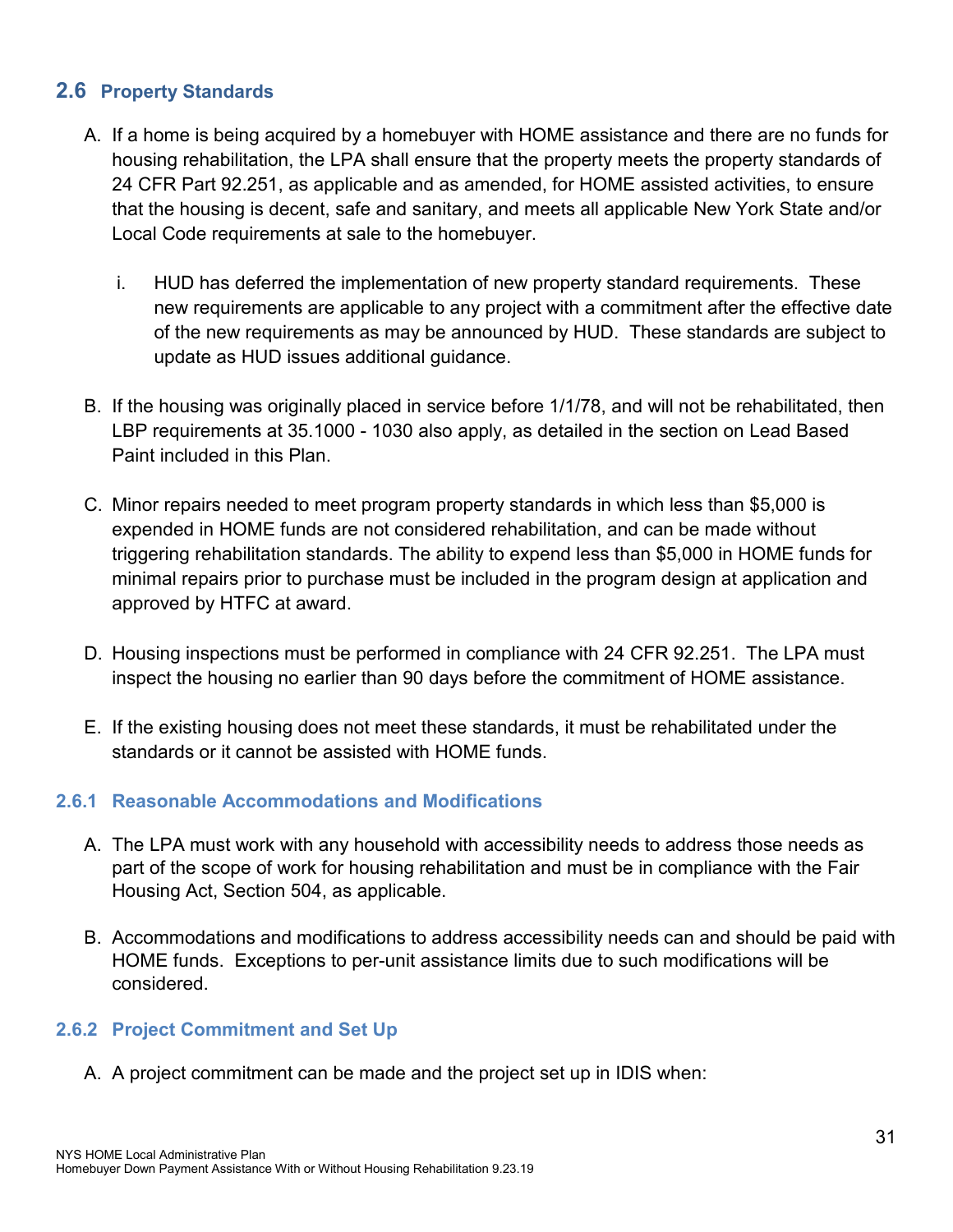## 2.6 Property Standards

A. If a home is being acquired by a homebuyer with HOME assistance and there are no funds for housing rehabilitation, the LPA shall ensure that the property meets the property standards of 24 CFR Part 92.251, as applicable and as amended, for HOME assisted activities, to ensure that the housing is decent, safe and sanitary, and meets all applicable New York State and/or Local Code requirements at sale to the homebuyer.

   i. HUD has deferred the implementation of new property standard requirements. These new requirements are applicable to any project with a commitment after the effective date of the new requirements as may be announced by HUD. These standards are subject to update as HUD issues additional guidance.

B. If the housing was originally placed in service before 1/1/78, and will not be rehabilitated, then LBP requirements at 35.1000 - 1030 also apply, as detailed in the section on Lead Based Paint included in this Plan.

C. Minor repairs needed to meet program property standards in which less than $5,000 is expended in HOME funds are not considered rehabilitation, and can be made without triggering rehabilitation standards. The ability to expend less than $5,000 in HOME funds for minimal repairs prior to purchase must be included in the program design at application and approved by HTFC at award.

D. Housing inspections must be performed in compliance with 24 CFR 92.251. The LPA must inspect the housing no earlier than 90 days before the commitment of HOME assistance.

E. If the existing housing does not meet these standards, it must be rehabilitated under the standards or it cannot be assisted with HOME funds.

### 2.6.1 Reasonable Accommodations and Modifications

A. The LPA must work with any household with accessibility needs to address those needs as part of the scope of work for housing rehabilitation and must be in compliance with the Fair Housing Act, Section 504, as applicable.

B. Accommodations and modifications to address accessibility needs can and should be paid with HOME funds. Exceptions to per-unit assistance limits due to such modifications will be considered.

### 2.6.2 Project Commitment and Set Up

A. A project commitment can be made and the project set up in IDIS when: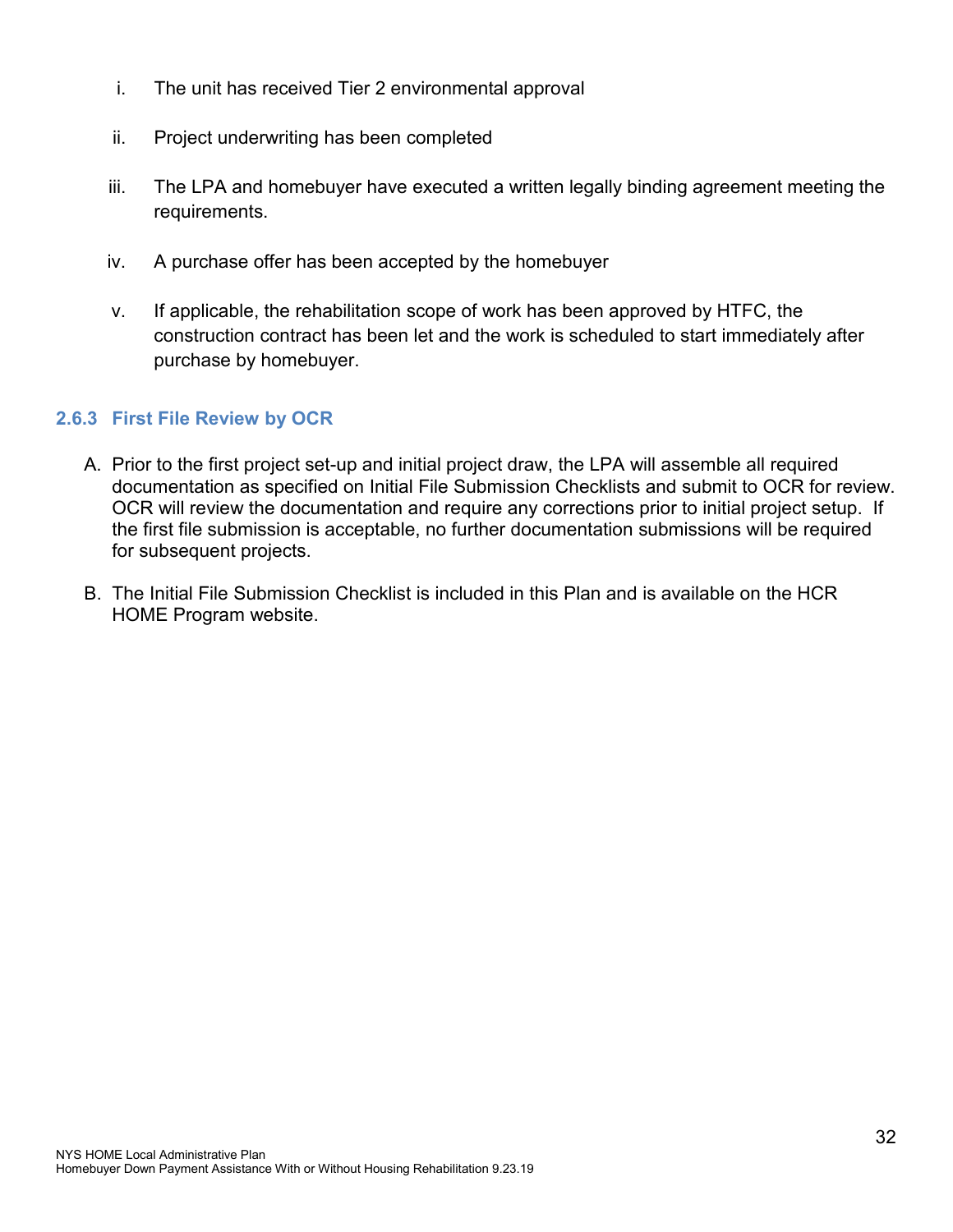i. The unit has received Tier 2 environmental approval

ii. Project underwriting has been completed

iii. The LPA and homebuyer have executed a written legally binding agreement meeting the requirements.

iv. A purchase offer has been accepted by the homebuyer

v. If applicable, the rehabilitation scope of work has been approved by HTFC, the construction contract has been let and the work is scheduled to start immediately after purchase by homebuyer.

### 2.6.3 First File Review by OCR

A. Prior to the first project set-up and initial project draw, the LPA will assemble all required documentation as specified on Initial File Submission Checklists and submit to OCR for review. OCR will review the documentation and require any corrections prior to initial project setup. If the first file submission is acceptable, no further documentation submissions will be required for subsequent projects.

B. The Initial File Submission Checklist is included in this Plan and is available on the HCR HOME Program website.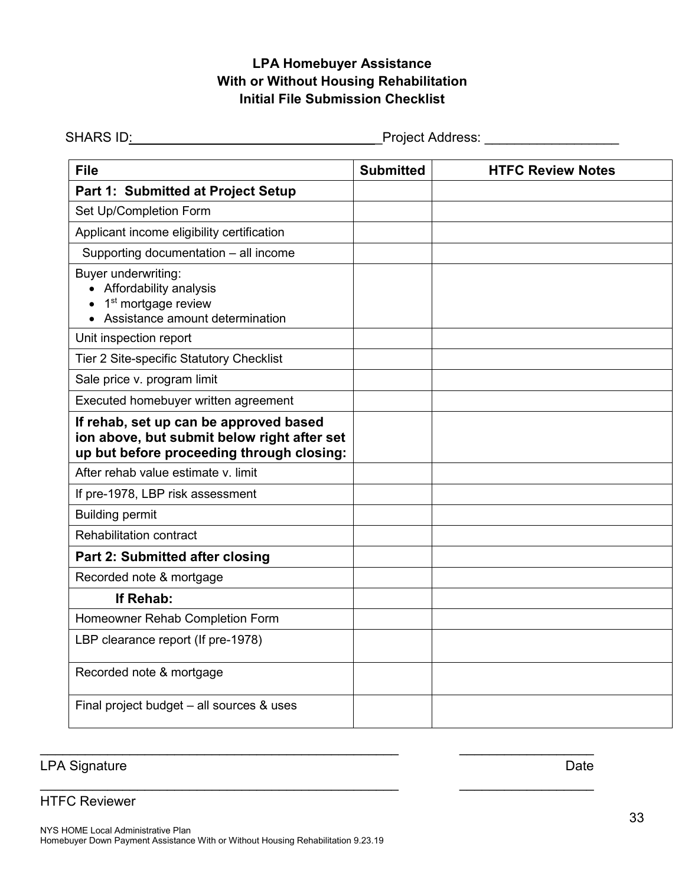# LPA Homebuyer Assistance
# With or Without Housing Rehabilitation
# Initial File Submission Checklist

SHARS ID: ______________________________ Project Address: __________________

| File | Submitted | HTFC Review Notes |
|---|---|---|
| **Part 1: Submitted at Project Setup** | | |
| Set Up/Completion Form | | |
| Applicant income eligibility certification | | |
| Supporting documentation – all income | | |
| Buyer underwriting:<br>• Affordability analysis<br>• 1st mortgage review<br>• Assistance amount determination | | |
| Unit inspection report | | |
| Tier 2 Site-specific Statutory Checklist | | |
| Sale price v. program limit | | |
| Executed homebuyer written agreement | | |
| **If rehab, set up can be approved based ion above, but submit below right after set up but before proceeding through closing:** | | |
| After rehab value estimate v. limit | | |
| If pre-1978, LBP risk assessment | | |
| Building permit | | |
| Rehabilitation contract | | |
| **Part 2: Submitted after closing** | | |
| Recorded note & mortgage | | |
| **If Rehab:** | | |
| Homeowner Rehab Completion Form | | |
| LBP clearance report (If pre-1978) | | |
| Recorded note & mortgage | | |
| Final project budget – all sources & uses | | |

___________________________________________________ __________________

LPA Signature Date

___________________________________________________ __________________

HTFC Reviewer

NYS HOME Local Administrative Plan
Homebuyer Down Payment Assistance With or Without Housing Rehabilitation 9.23.19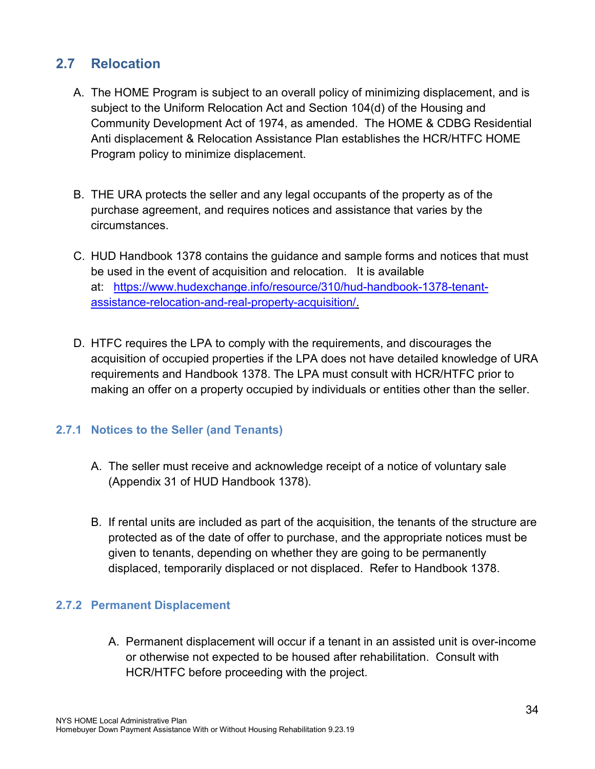## 2.7 Relocation

A. The HOME Program is subject to an overall policy of minimizing displacement, and is subject to the Uniform Relocation Act and Section 104(d) of the Housing and Community Development Act of 1974, as amended. The HOME & CDBG Residential Anti displacement & Relocation Assistance Plan establishes the HCR/HTFC HOME Program policy to minimize displacement.

B. THE URA protects the seller and any legal occupants of the property as of the purchase agreement, and requires notices and assistance that varies by the circumstances.

C. HUD Handbook 1378 contains the guidance and sample forms and notices that must be used in the event of acquisition and relocation. It is available at: [https://www.hudexchange.info/resource/310/hud-handbook-1378-tenant-assistance-relocation-and-real-property-acquisition/](https://www.hudexchange.info/resource/310/hud-handbook-1378-tenant-assistance-relocation-and-real-property-acquisition/).

D. HTFC requires the LPA to comply with the requirements, and discourages the acquisition of occupied properties if the LPA does not have detailed knowledge of URA requirements and Handbook 1378. The LPA must consult with HCR/HTFC prior to making an offer on a property occupied by individuals or entities other than the seller.

### 2.7.1 Notices to the Seller (and Tenants)

A. The seller must receive and acknowledge receipt of a notice of voluntary sale (Appendix 31 of HUD Handbook 1378).

B. If rental units are included as part of the acquisition, the tenants of the structure are protected as of the date of offer to purchase, and the appropriate notices must be given to tenants, depending on whether they are going to be permanently displaced, temporarily displaced or not displaced. Refer to Handbook 1378.

### 2.7.2 Permanent Displacement

A. Permanent displacement will occur if a tenant in an assisted unit is over-income or otherwise not expected to be housed after rehabilitation. Consult with HCR/HTFC before proceeding with the project.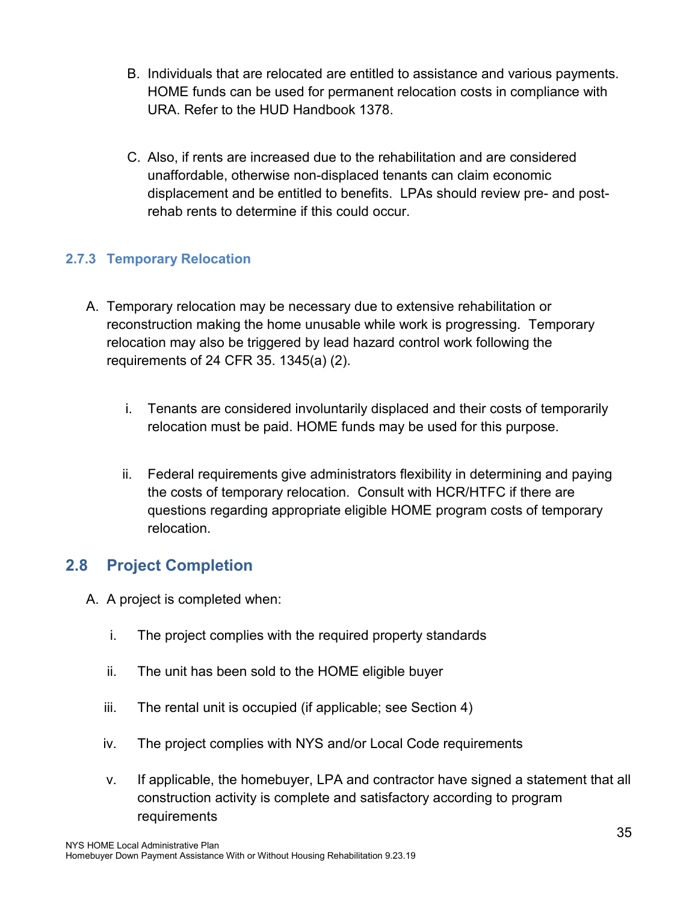B. Individuals that are relocated are entitled to assistance and various payments. HOME funds can be used for permanent relocation costs in compliance with URA. Refer to the HUD Handbook 1378.

C. Also, if rents are increased due to the rehabilitation and are considered unaffordable, otherwise non-displaced tenants can claim economic displacement and be entitled to benefits. LPAs should review pre- and post-rehab rents to determine if this could occur.

### 2.7.3 Temporary Relocation

A. Temporary relocation may be necessary due to extensive rehabilitation or reconstruction making the home unusable while work is progressing. Temporary relocation may also be triggered by lead hazard control work following the requirements of 24 CFR 35. 1345(a) (2).

   i. Tenants are considered involuntarily displaced and their costs of temporarily relocation must be paid. HOME funds may be used for this purpose.

   ii. Federal requirements give administrators flexibility in determining and paying the costs of temporary relocation. Consult with HCR/HTFC if there are questions regarding appropriate eligible HOME program costs of temporary relocation.

## 2.8 Project Completion

A. A project is completed when:

   i. The project complies with the required property standards

   ii. The unit has been sold to the HOME eligible buyer

   iii. The rental unit is occupied (if applicable; see Section 4)

   iv. The project complies with NYS and/or Local Code requirements

   v. If applicable, the homebuyer, LPA and contractor have signed a statement that all construction activity is complete and satisfactory according to program requirements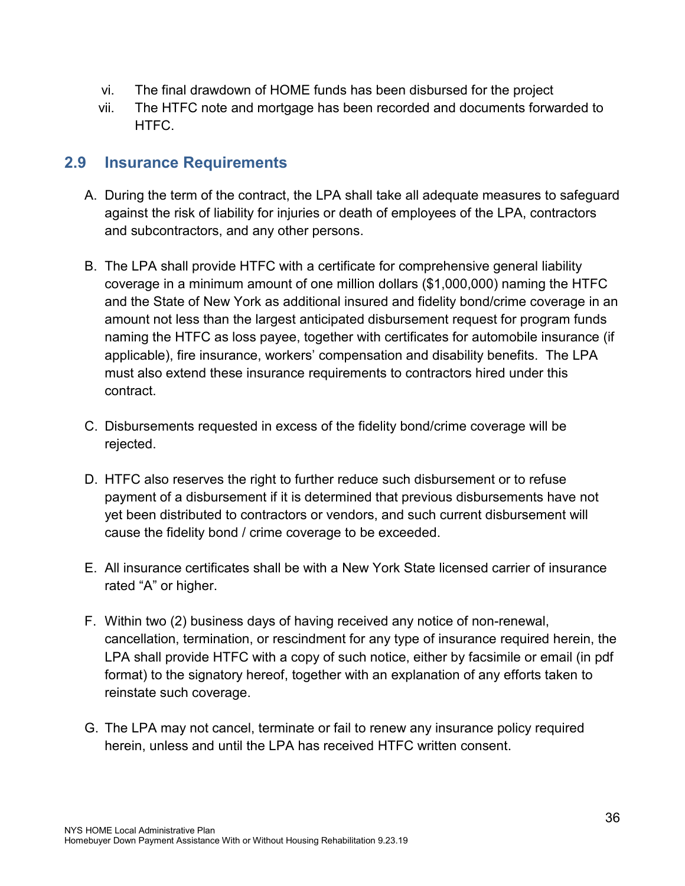vi. The final drawdown of HOME funds has been disbursed for the project
vii. The HTFC note and mortgage has been recorded and documents forwarded to HTFC.

## 2.9 Insurance Requirements

A. During the term of the contract, the LPA shall take all adequate measures to safeguard against the risk of liability for injuries or death of employees of the LPA, contractors and subcontractors, and any other persons.

B. The LPA shall provide HTFC with a certificate for comprehensive general liability coverage in a minimum amount of one million dollars ($1,000,000) naming the HTFC and the State of New York as additional insured and fidelity bond/crime coverage in an amount not less than the largest anticipated disbursement request for program funds naming the HTFC as loss payee, together with certificates for automobile insurance (if applicable), fire insurance, workers' compensation and disability benefits. The LPA must also extend these insurance requirements to contractors hired under this contract.

C. Disbursements requested in excess of the fidelity bond/crime coverage will be rejected.

D. HTFC also reserves the right to further reduce such disbursement or to refuse payment of a disbursement if it is determined that previous disbursements have not yet been distributed to contractors or vendors, and such current disbursement will cause the fidelity bond / crime coverage to be exceeded.

E. All insurance certificates shall be with a New York State licensed carrier of insurance rated "A" or higher.

F. Within two (2) business days of having received any notice of non-renewal, cancellation, termination, or rescindment for any type of insurance required herein, the LPA shall provide HTFC with a copy of such notice, either by facsimile or email (in pdf format) to the signatory hereof, together with an explanation of any efforts taken to reinstate such coverage.

G. The LPA may not cancel, terminate or fail to renew any insurance policy required herein, unless and until the LPA has received HTFC written consent.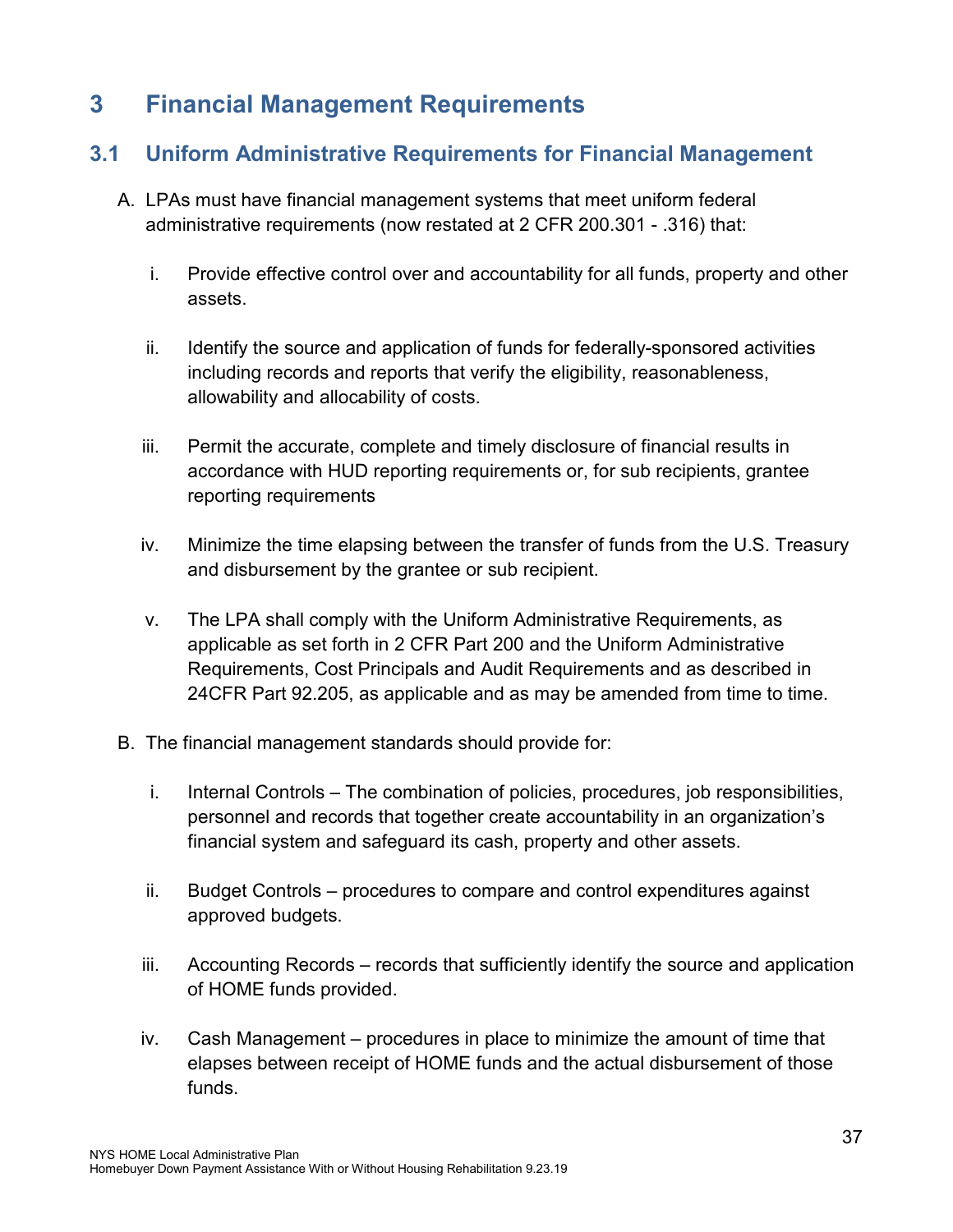# 3 Financial Management Requirements

## 3.1 Uniform Administrative Requirements for Financial Management

A. LPAs must have financial management systems that meet uniform federal administrative requirements (now restated at 2 CFR 200.301 - .316) that:

   i. Provide effective control over and accountability for all funds, property and other assets.

   ii. Identify the source and application of funds for federally-sponsored activities including records and reports that verify the eligibility, reasonableness, allowability and allocability of costs.

   iii. Permit the accurate, complete and timely disclosure of financial results in accordance with HUD reporting requirements or, for sub recipients, grantee reporting requirements

   iv. Minimize the time elapsing between the transfer of funds from the U.S. Treasury and disbursement by the grantee or sub recipient.

   v. The LPA shall comply with the Uniform Administrative Requirements, as applicable as set forth in 2 CFR Part 200 and the Uniform Administrative Requirements, Cost Principals and Audit Requirements and as described in 24CFR Part 92.205, as applicable and as may be amended from time to time.

B. The financial management standards should provide for:

   i. Internal Controls – The combination of policies, procedures, job responsibilities, personnel and records that together create accountability in an organization's financial system and safeguard its cash, property and other assets.

   ii. Budget Controls – procedures to compare and control expenditures against approved budgets.

   iii. Accounting Records – records that sufficiently identify the source and application of HOME funds provided.

   iv. Cash Management – procedures in place to minimize the amount of time that elapses between receipt of HOME funds and the actual disbursement of those funds.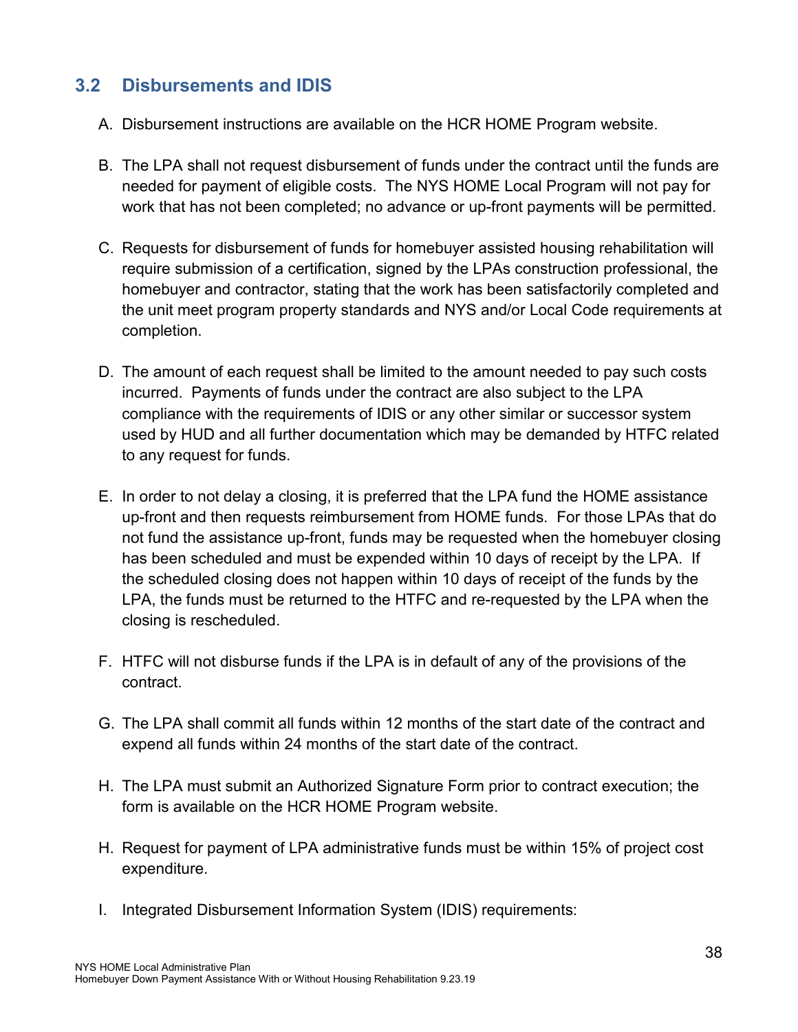## 3.2 Disbursements and IDIS

A. Disbursement instructions are available on the HCR HOME Program website.

B. The LPA shall not request disbursement of funds under the contract until the funds are needed for payment of eligible costs. The NYS HOME Local Program will not pay for work that has not been completed; no advance or up-front payments will be permitted.

C. Requests for disbursement of funds for homebuyer assisted housing rehabilitation will require submission of a certification, signed by the LPAs construction professional, the homebuyer and contractor, stating that the work has been satisfactorily completed and the unit meet program property standards and NYS and/or Local Code requirements at completion.

D. The amount of each request shall be limited to the amount needed to pay such costs incurred. Payments of funds under the contract are also subject to the LPA compliance with the requirements of IDIS or any other similar or successor system used by HUD and all further documentation which may be demanded by HTFC related to any request for funds.

E. In order to not delay a closing, it is preferred that the LPA fund the HOME assistance up-front and then requests reimbursement from HOME funds. For those LPAs that do not fund the assistance up-front, funds may be requested when the homebuyer closing has been scheduled and must be expended within 10 days of receipt by the LPA. If the scheduled closing does not happen within 10 days of receipt of the funds by the LPA, the funds must be returned to the HTFC and re-requested by the LPA when the closing is rescheduled.

F. HTFC will not disburse funds if the LPA is in default of any of the provisions of the contract.

G. The LPA shall commit all funds within 12 months of the start date of the contract and expend all funds within 24 months of the start date of the contract.

H. The LPA must submit an Authorized Signature Form prior to contract execution; the form is available on the HCR HOME Program website.

H. Request for payment of LPA administrative funds must be within 15% of project cost expenditure.

I. Integrated Disbursement Information System (IDIS) requirements: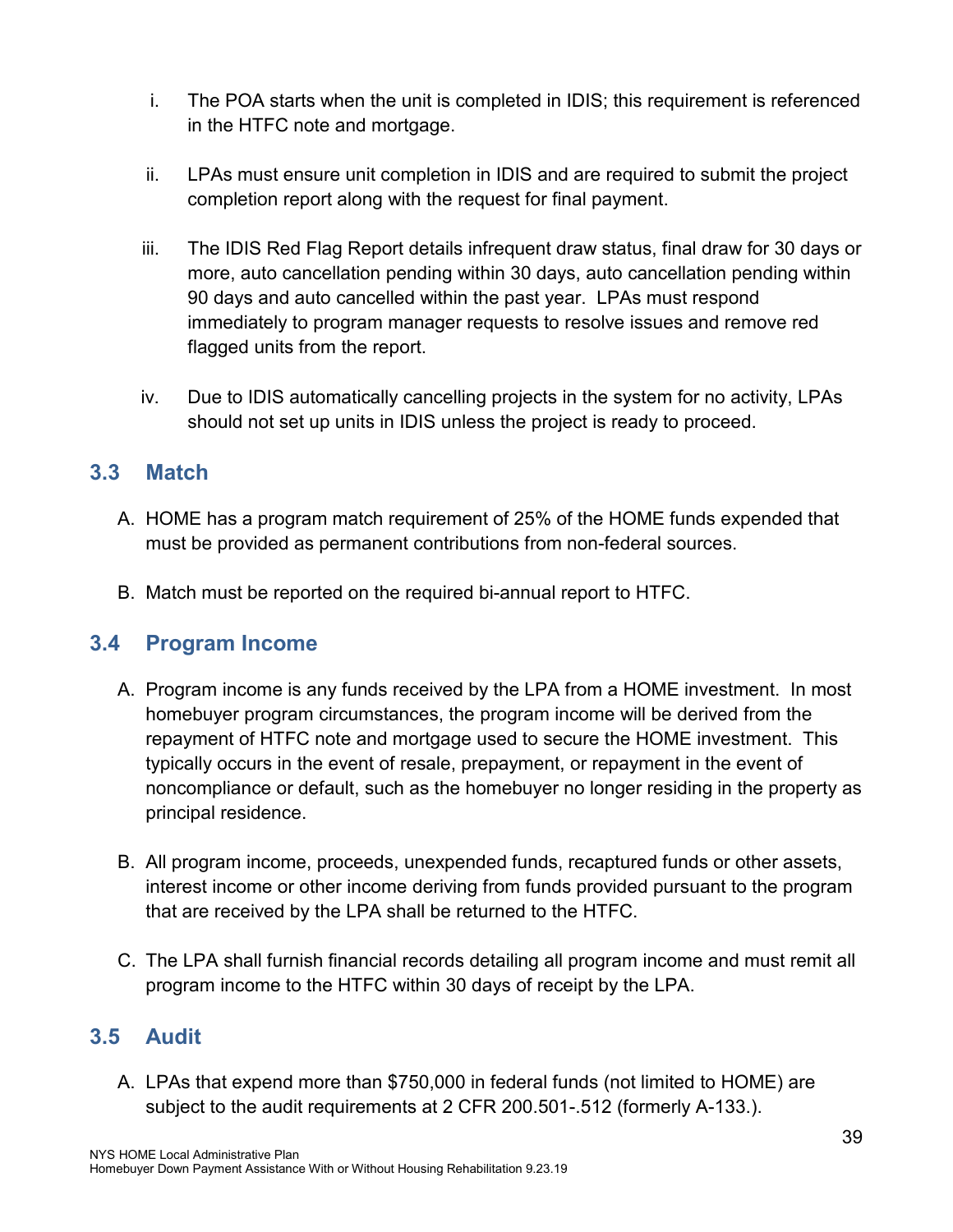i. The POA starts when the unit is completed in IDIS; this requirement is referenced in the HTFC note and mortgage.

ii. LPAs must ensure unit completion in IDIS and are required to submit the project completion report along with the request for final payment.

iii. The IDIS Red Flag Report details infrequent draw status, final draw for 30 days or more, auto cancellation pending within 30 days, auto cancellation pending within 90 days and auto cancelled within the past year. LPAs must respond immediately to program manager requests to resolve issues and remove red flagged units from the report.

iv. Due to IDIS automatically cancelling projects in the system for no activity, LPAs should not set up units in IDIS unless the project is ready to proceed.

## 3.3 Match

A. HOME has a program match requirement of 25% of the HOME funds expended that must be provided as permanent contributions from non-federal sources.

B. Match must be reported on the required bi-annual report to HTFC.

## 3.4 Program Income

A. Program income is any funds received by the LPA from a HOME investment. In most homebuyer program circumstances, the program income will be derived from the repayment of HTFC note and mortgage used to secure the HOME investment. This typically occurs in the event of resale, prepayment, or repayment in the event of noncompliance or default, such as the homebuyer no longer residing in the property as principal residence.

B. All program income, proceeds, unexpended funds, recaptured funds or other assets, interest income or other income deriving from funds provided pursuant to the program that are received by the LPA shall be returned to the HTFC.

C. The LPA shall furnish financial records detailing all program income and must remit all program income to the HTFC within 30 days of receipt by the LPA.

## 3.5 Audit

A. LPAs that expend more than $750,000 in federal funds (not limited to HOME) are subject to the audit requirements at 2 CFR 200.501-.512 (formerly A-133.).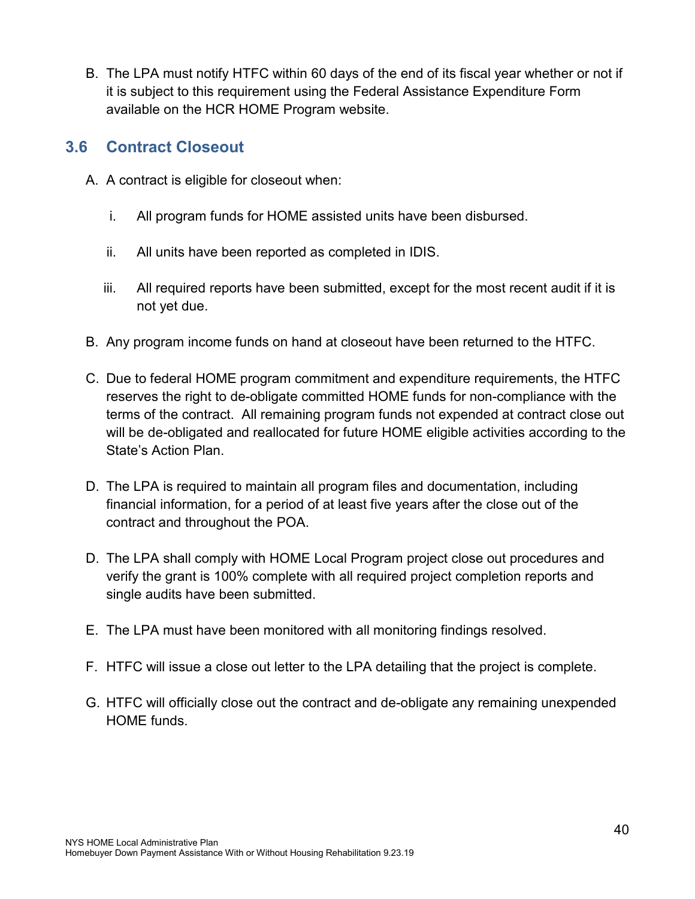B. The LPA must notify HTFC within 60 days of the end of its fiscal year whether or not if it is subject to this requirement using the Federal Assistance Expenditure Form available on the HCR HOME Program website.

## 3.6 Contract Closeout

A. A contract is eligible for closeout when:

   i. All program funds for HOME assisted units have been disbursed.

   ii. All units have been reported as completed in IDIS.

   iii. All required reports have been submitted, except for the most recent audit if it is not yet due.

B. Any program income funds on hand at closeout have been returned to the HTFC.

C. Due to federal HOME program commitment and expenditure requirements, the HTFC reserves the right to de-obligate committed HOME funds for non-compliance with the terms of the contract. All remaining program funds not expended at contract close out will be de-obligated and reallocated for future HOME eligible activities according to the State's Action Plan.

D. The LPA is required to maintain all program files and documentation, including financial information, for a period of at least five years after the close out of the contract and throughout the POA.

D. The LPA shall comply with HOME Local Program project close out procedures and verify the grant is 100% complete with all required project completion reports and single audits have been submitted.

E. The LPA must have been monitored with all monitoring findings resolved.

F. HTFC will issue a close out letter to the LPA detailing that the project is complete.

G. HTFC will officially close out the contract and de-obligate any remaining unexpended HOME funds.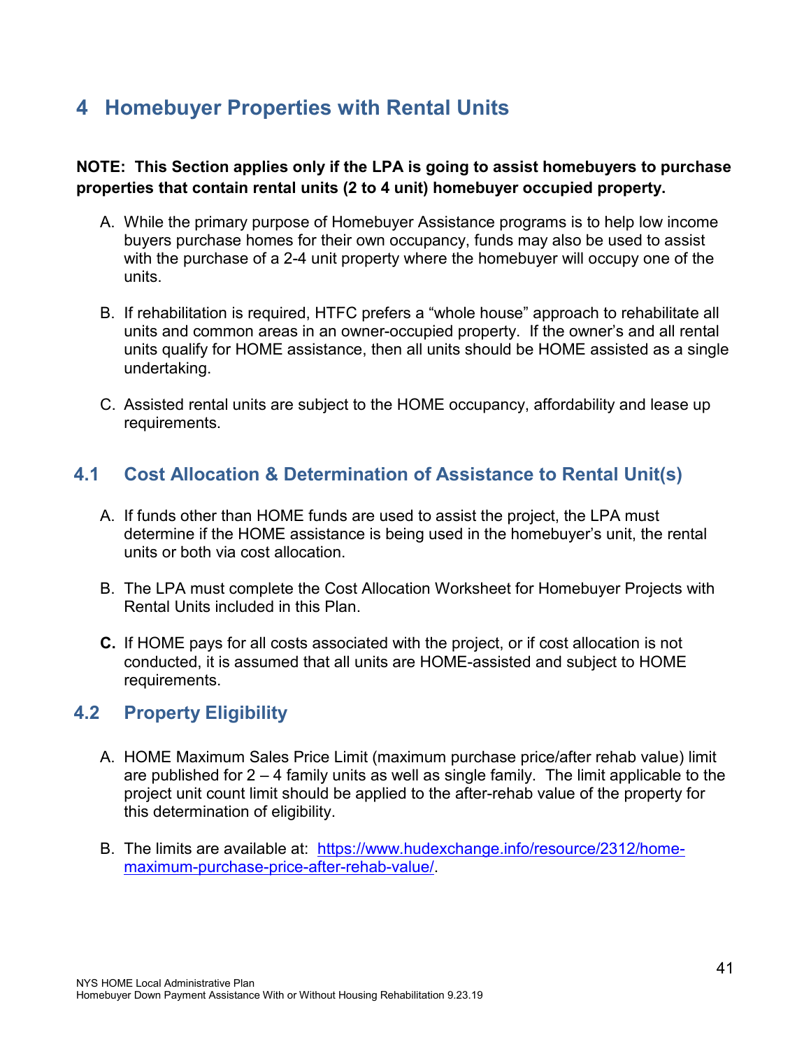# 4 Homebuyer Properties with Rental Units

**NOTE: This Section applies only if the LPA is going to assist homebuyers to purchase properties that contain rental units (2 to 4 unit) homebuyer occupied property.**

A. While the primary purpose of Homebuyer Assistance programs is to help low income buyers purchase homes for their own occupancy, funds may also be used to assist with the purchase of a 2-4 unit property where the homebuyer will occupy one of the units.

B. If rehabilitation is required, HTFC prefers a "whole house" approach to rehabilitate all units and common areas in an owner-occupied property. If the owner's and all rental units qualify for HOME assistance, then all units should be HOME assisted as a single undertaking.

C. Assisted rental units are subject to the HOME occupancy, affordability and lease up requirements.

## 4.1 Cost Allocation & Determination of Assistance to Rental Unit(s)

A. If funds other than HOME funds are used to assist the project, the LPA must determine if the HOME assistance is being used in the homebuyer's unit, the rental units or both via cost allocation.

B. The LPA must complete the Cost Allocation Worksheet for Homebuyer Projects with Rental Units included in this Plan.

**C.** If HOME pays for all costs associated with the project, or if cost allocation is not conducted, it is assumed that all units are HOME-assisted and subject to HOME requirements.

## 4.2 Property Eligibility

A. HOME Maximum Sales Price Limit (maximum purchase price/after rehab value) limit are published for 2 – 4 family units as well as single family. The limit applicable to the project unit count limit should be applied to the after-rehab value of the property for this determination of eligibility.

B. The limits are available at: [https://www.hudexchange.info/resource/2312/home-maximum-purchase-price-after-rehab-value/](https://www.hudexchange.info/resource/2312/home-maximum-purchase-price-after-rehab-value/).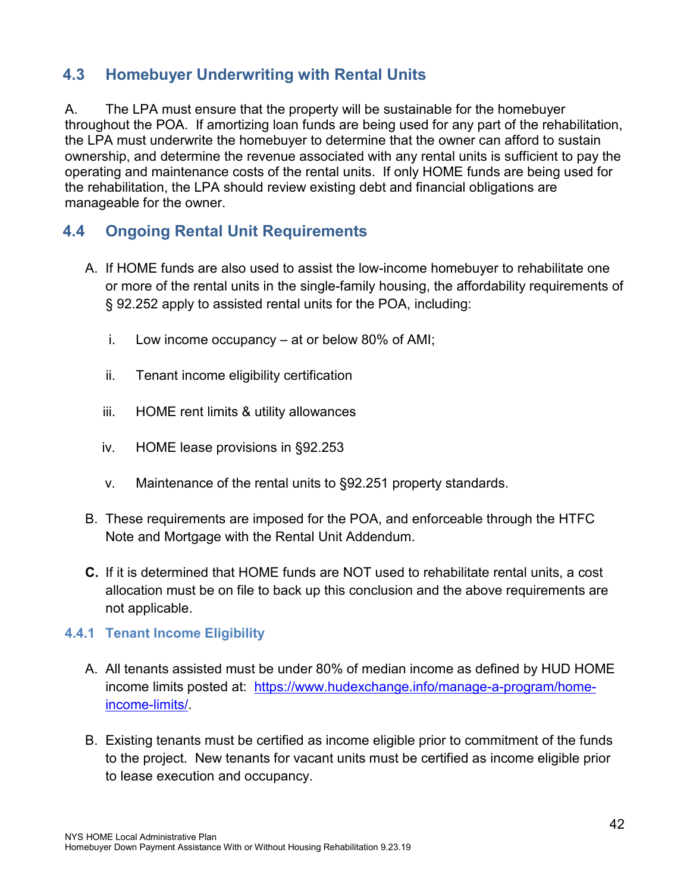## 4.3 Homebuyer Underwriting with Rental Units

A. The LPA must ensure that the property will be sustainable for the homebuyer throughout the POA. If amortizing loan funds are being used for any part of the rehabilitation, the LPA must underwrite the homebuyer to determine that the owner can afford to sustain ownership, and determine the revenue associated with any rental units is sufficient to pay the operating and maintenance costs of the rental units. If only HOME funds are being used for the rehabilitation, the LPA should review existing debt and financial obligations are manageable for the owner.

## 4.4 Ongoing Rental Unit Requirements

A. If HOME funds are also used to assist the low-income homebuyer to rehabilitate one or more of the rental units in the single-family housing, the affordability requirements of § 92.252 apply to assisted rental units for the POA, including:

   i. Low income occupancy – at or below 80% of AMI;

   ii. Tenant income eligibility certification

   iii. HOME rent limits & utility allowances

   iv. HOME lease provisions in §92.253

   v. Maintenance of the rental units to §92.251 property standards.

B. These requirements are imposed for the POA, and enforceable through the HTFC Note and Mortgage with the Rental Unit Addendum.

**C.** If it is determined that HOME funds are NOT used to rehabilitate rental units, a cost allocation must be on file to back up this conclusion and the above requirements are not applicable.

### 4.4.1 Tenant Income Eligibility

A. All tenants assisted must be under 80% of median income as defined by HUD HOME income limits posted at: [https://www.hudexchange.info/manage-a-program/home-income-limits/](https://www.hudexchange.info/manage-a-program/home-income-limits/).

B. Existing tenants must be certified as income eligible prior to commitment of the funds to the project. New tenants for vacant units must be certified as income eligible prior to lease execution and occupancy.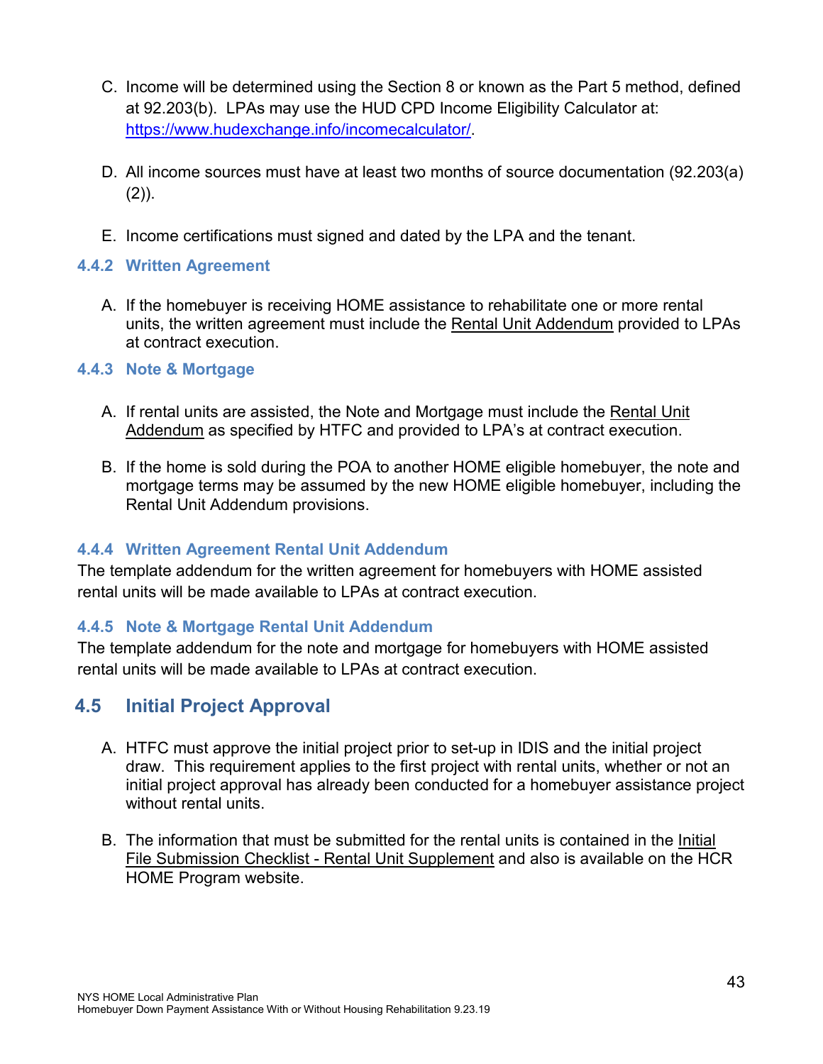C. Income will be determined using the Section 8 or known as the Part 5 method, defined at 92.203(b). LPAs may use the HUD CPD Income Eligibility Calculator at: https://www.hudexchange.info/incomecalculator/.

D. All income sources must have at least two months of source documentation (92.203(a)(2)).

E. Income certifications must signed and dated by the LPA and the tenant.

### 4.4.2 Written Agreement

A. If the homebuyer is receiving HOME assistance to rehabilitate one or more rental units, the written agreement must include the Rental Unit Addendum provided to LPAs at contract execution.

### 4.4.3 Note & Mortgage

A. If rental units are assisted, the Note and Mortgage must include the Rental Unit Addendum as specified by HTFC and provided to LPA's at contract execution.

B. If the home is sold during the POA to another HOME eligible homebuyer, the note and mortgage terms may be assumed by the new HOME eligible homebuyer, including the Rental Unit Addendum provisions.

### 4.4.4 Written Agreement Rental Unit Addendum

The template addendum for the written agreement for homebuyers with HOME assisted rental units will be made available to LPAs at contract execution.

### 4.4.5 Note & Mortgage Rental Unit Addendum

The template addendum for the note and mortgage for homebuyers with HOME assisted rental units will be made available to LPAs at contract execution.

## 4.5 Initial Project Approval

A. HTFC must approve the initial project prior to set-up in IDIS and the initial project draw. This requirement applies to the first project with rental units, whether or not an initial project approval has already been conducted for a homebuyer assistance project without rental units.

B. The information that must be submitted for the rental units is contained in the Initial File Submission Checklist - Rental Unit Supplement and also is available on the HCR HOME Program website.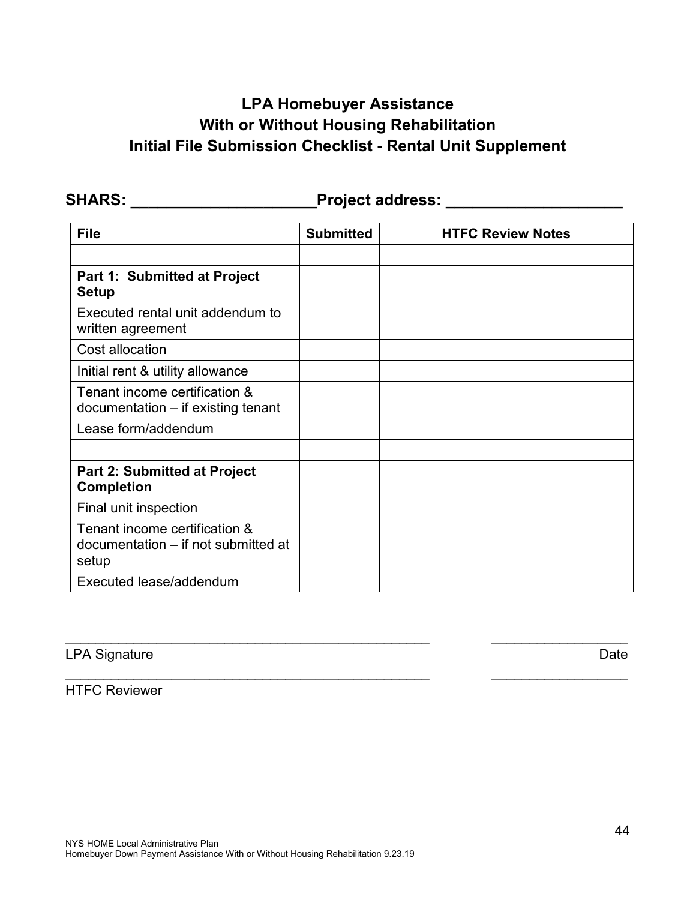# LPA Homebuyer Assistance
# With or Without Housing Rehabilitation
# Initial File Submission Checklist - Rental Unit Supplement

**SHARS: ____________________ Project address: ____________________**

| File | Submitted | HTFC Review Notes |
|---|---|---|
| | | |
| **Part 1: Submitted at Project Setup** | | |
| Executed rental unit addendum to written agreement | | |
| Cost allocation | | |
| Initial rent & utility allowance | | |
| Tenant income certification & documentation – if existing tenant | | |
| Lease form/addendum | | |
| | | |
| **Part 2: Submitted at Project Completion** | | |
| Final unit inspection | | |
| Tenant income certification & documentation – if not submitted at setup | | |
| Executed lease/addendum | | |

_______________________________________________ __________________

LPA Signature Date

_______________________________________________ __________________

HTFC Reviewer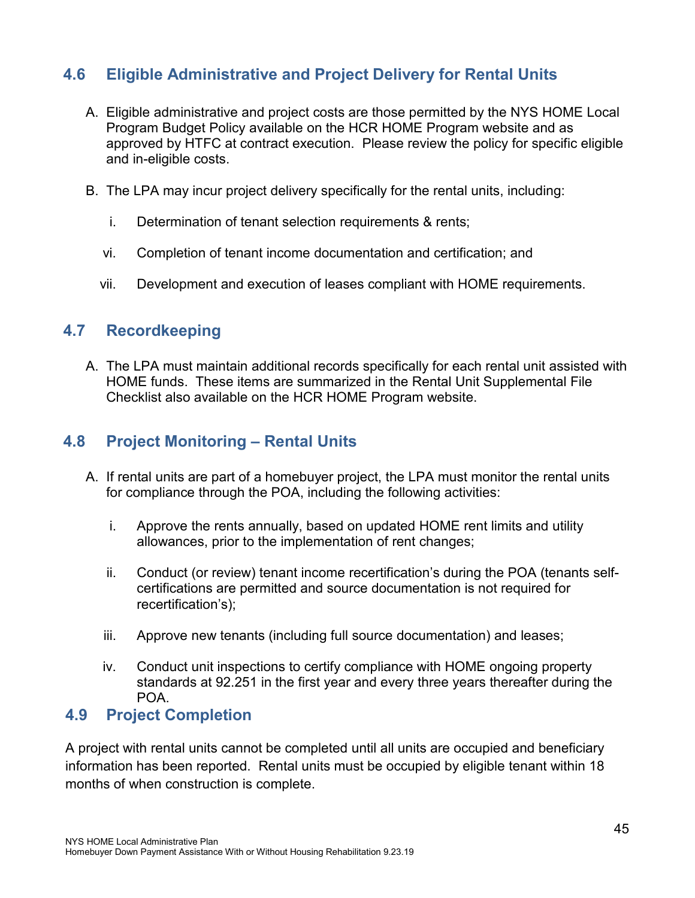## 4.6 Eligible Administrative and Project Delivery for Rental Units

A. Eligible administrative and project costs are those permitted by the NYS HOME Local Program Budget Policy available on the HCR HOME Program website and as approved by HTFC at contract execution. Please review the policy for specific eligible and in-eligible costs.

B. The LPA may incur project delivery specifically for the rental units, including:

   i. Determination of tenant selection requirements & rents;

   vi. Completion of tenant income documentation and certification; and

   vii. Development and execution of leases compliant with HOME requirements.

## 4.7 Recordkeeping

A. The LPA must maintain additional records specifically for each rental unit assisted with HOME funds. These items are summarized in the Rental Unit Supplemental File Checklist also available on the HCR HOME Program website.

## 4.8 Project Monitoring – Rental Units

A. If rental units are part of a homebuyer project, the LPA must monitor the rental units for compliance through the POA, including the following activities:

   i. Approve the rents annually, based on updated HOME rent limits and utility allowances, prior to the implementation of rent changes;

   ii. Conduct (or review) tenant income recertification's during the POA (tenants self-certifications are permitted and source documentation is not required for recertification's);

   iii. Approve new tenants (including full source documentation) and leases;

   iv. Conduct unit inspections to certify compliance with HOME ongoing property standards at 92.251 in the first year and every three years thereafter during the POA.

## 4.9 Project Completion

A project with rental units cannot be completed until all units are occupied and beneficiary information has been reported. Rental units must be occupied by eligible tenant within 18 months of when construction is complete.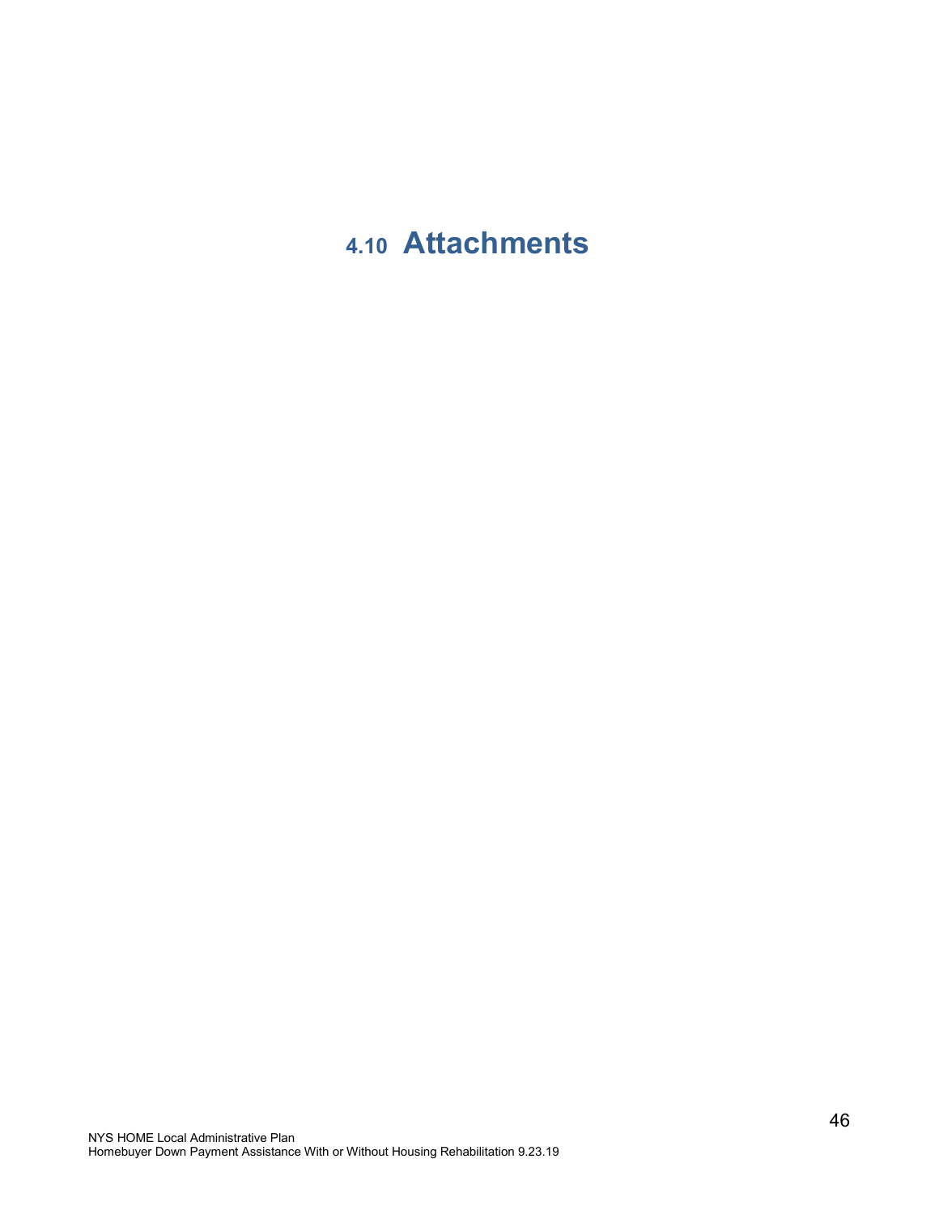## 4.10 Attachments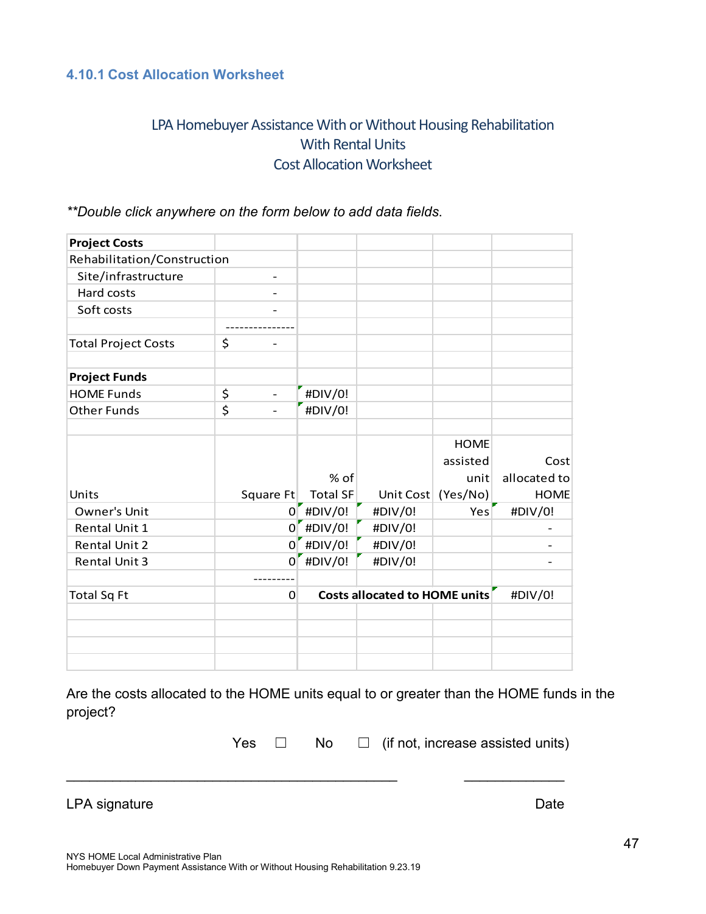### 4.10.1 Cost Allocation Worksheet

LPA Homebuyer Assistance With or Without Housing Rehabilitation
With Rental Units
Cost Allocation Worksheet

*\*\*Double click anywhere on the form below to add data fields.*

| | | | | | |
|---|---|---|---|---|---|
| **Project Costs** | | | | | |
| Rehabilitation/Construction | | | | | |
| Site/infrastructure | - | | | | |
| Hard costs | - | | | | |
| Soft costs | - | | | | |
| | --------------- | | | | |
| Total Project Costs | $ - | | | | |
| | | | | | |
| **Project Funds** | | | | | |
| HOME Funds | $ - | #DIV/0! | | | |
| Other Funds | $ - | #DIV/0! | | | |
| | | | | | |
| Units | Square Ft | % of Total SF | Unit Cost | HOME assisted unit (Yes/No) | Cost allocated to HOME |
| Owner's Unit | 0 | #DIV/0! | #DIV/0! | Yes | #DIV/0! |
| Rental Unit 1 | 0 | #DIV/0! | #DIV/0! | | - |
| Rental Unit 2 | 0 | #DIV/0! | #DIV/0! | | - |
| Rental Unit 3 | 0 | #DIV/0! | #DIV/0! | | - |
| | --------- | | | | |
| Total Sq Ft | 0 | **Costs allocated to HOME units** | | | #DIV/0! |

Are the costs allocated to the HOME units equal to or greater than the HOME funds in the project?

Yes ☐ No ☐ (if not, increase assisted units)

\_\_\_\_\_\_\_\_\_\_\_\_\_\_\_\_\_\_\_\_\_\_\_\_\_\_\_\_\_\_\_\_\_\_\_\_\_\_\_\_\_\_ \_\_\_\_\_\_\_\_\_\_\_\_\_

LPA signature Date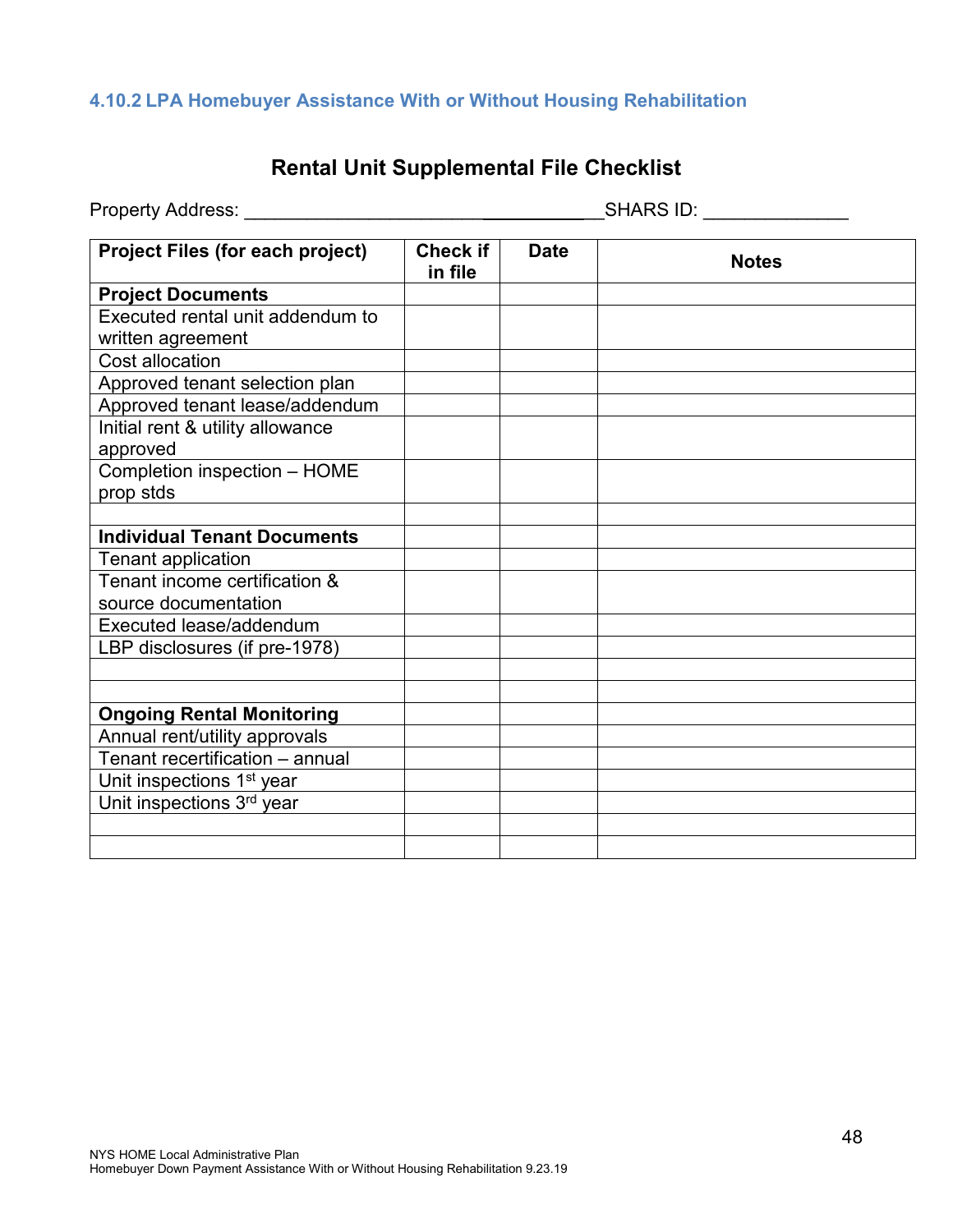### 4.10.2 LPA Homebuyer Assistance With or Without Housing Rehabilitation

## Rental Unit Supplemental File Checklist

Property Address: ___________________________________SHARS ID: ______________

| Project Files (for each project) | Check if in file | Date | Notes |
|---|---|---|---|
| **Project Documents** | | | |
| Executed rental unit addendum to written agreement | | | |
| Cost allocation | | | |
| Approved tenant selection plan | | | |
| Approved tenant lease/addendum | | | |
| Initial rent & utility allowance approved | | | |
| Completion inspection – HOME prop stds | | | |
| | | | |
| **Individual Tenant Documents** | | | |
| Tenant application | | | |
| Tenant income certification & source documentation | | | |
| Executed lease/addendum | | | |
| LBP disclosures (if pre-1978) | | | |
| | | | |
| | | | |
| **Ongoing Rental Monitoring** | | | |
| Annual rent/utility approvals | | | |
| Tenant recertification – annual | | | |
| Unit inspections 1st year | | | |
| Unit inspections 3rd year | | | |
| | | | |
| | | | |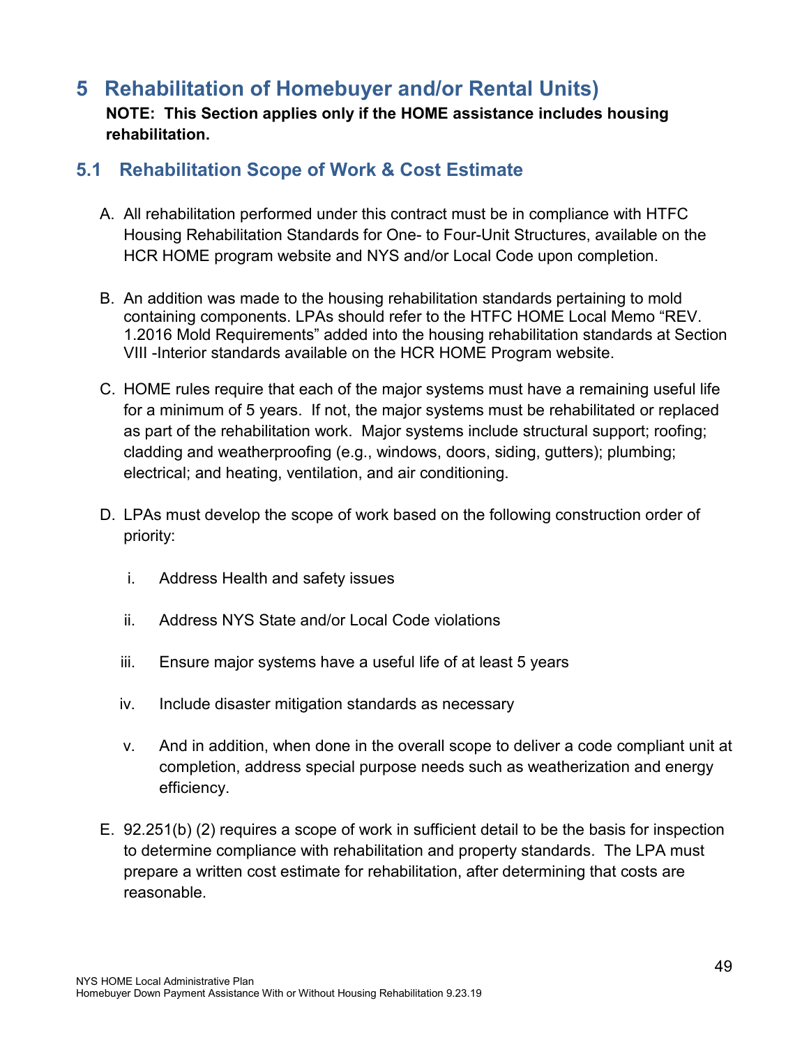# 5 Rehabilitation of Homebuyer and/or Rental Units)

**NOTE: This Section applies only if the HOME assistance includes housing rehabilitation.**

## 5.1 Rehabilitation Scope of Work & Cost Estimate

A. All rehabilitation performed under this contract must be in compliance with HTFC Housing Rehabilitation Standards for One- to Four-Unit Structures, available on the HCR HOME program website and NYS and/or Local Code upon completion.

B. An addition was made to the housing rehabilitation standards pertaining to mold containing components. LPAs should refer to the HTFC HOME Local Memo "REV. 1.2016 Mold Requirements" added into the housing rehabilitation standards at Section VIII -Interior standards available on the HCR HOME Program website.

C. HOME rules require that each of the major systems must have a remaining useful life for a minimum of 5 years. If not, the major systems must be rehabilitated or replaced as part of the rehabilitation work. Major systems include structural support; roofing; cladding and weatherproofing (e.g., windows, doors, siding, gutters); plumbing; electrical; and heating, ventilation, and air conditioning.

D. LPAs must develop the scope of work based on the following construction order of priority:

   i. Address Health and safety issues

   ii. Address NYS State and/or Local Code violations

   iii. Ensure major systems have a useful life of at least 5 years

   iv. Include disaster mitigation standards as necessary

   v. And in addition, when done in the overall scope to deliver a code compliant unit at completion, address special purpose needs such as weatherization and energy efficiency.

E. 92.251(b) (2) requires a scope of work in sufficient detail to be the basis for inspection to determine compliance with rehabilitation and property standards. The LPA must prepare a written cost estimate for rehabilitation, after determining that costs are reasonable.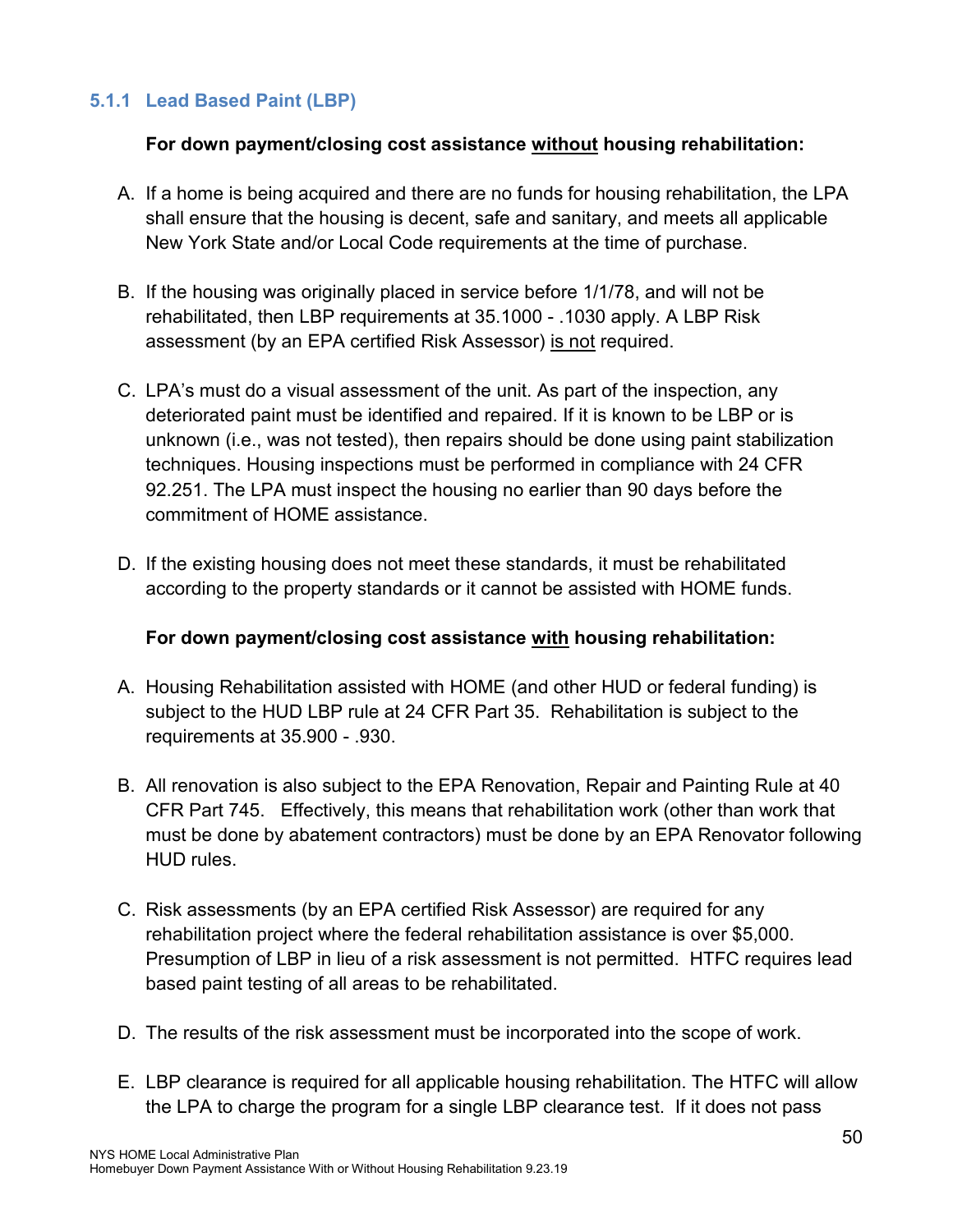### 5.1.1 Lead Based Paint (LBP)

**For down payment/closing cost assistance without housing rehabilitation:**

A. If a home is being acquired and there are no funds for housing rehabilitation, the LPA shall ensure that the housing is decent, safe and sanitary, and meets all applicable New York State and/or Local Code requirements at the time of purchase.

B. If the housing was originally placed in service before 1/1/78, and will not be rehabilitated, then LBP requirements at 35.1000 - .1030 apply. A LBP Risk assessment (by an EPA certified Risk Assessor) is not required.

C. LPA's must do a visual assessment of the unit. As part of the inspection, any deteriorated paint must be identified and repaired. If it is known to be LBP or is unknown (i.e., was not tested), then repairs should be done using paint stabilization techniques. Housing inspections must be performed in compliance with 24 CFR 92.251. The LPA must inspect the housing no earlier than 90 days before the commitment of HOME assistance.

D. If the existing housing does not meet these standards, it must be rehabilitated according to the property standards or it cannot be assisted with HOME funds.

**For down payment/closing cost assistance with housing rehabilitation:**

A. Housing Rehabilitation assisted with HOME (and other HUD or federal funding) is subject to the HUD LBP rule at 24 CFR Part 35. Rehabilitation is subject to the requirements at 35.900 - .930.

B. All renovation is also subject to the EPA Renovation, Repair and Painting Rule at 40 CFR Part 745. Effectively, this means that rehabilitation work (other than work that must be done by abatement contractors) must be done by an EPA Renovator following HUD rules.

C. Risk assessments (by an EPA certified Risk Assessor) are required for any rehabilitation project where the federal rehabilitation assistance is over $5,000. Presumption of LBP in lieu of a risk assessment is not permitted. HTFC requires lead based paint testing of all areas to be rehabilitated.

D. The results of the risk assessment must be incorporated into the scope of work.

E. LBP clearance is required for all applicable housing rehabilitation. The HTFC will allow the LPA to charge the program for a single LBP clearance test. If it does not pass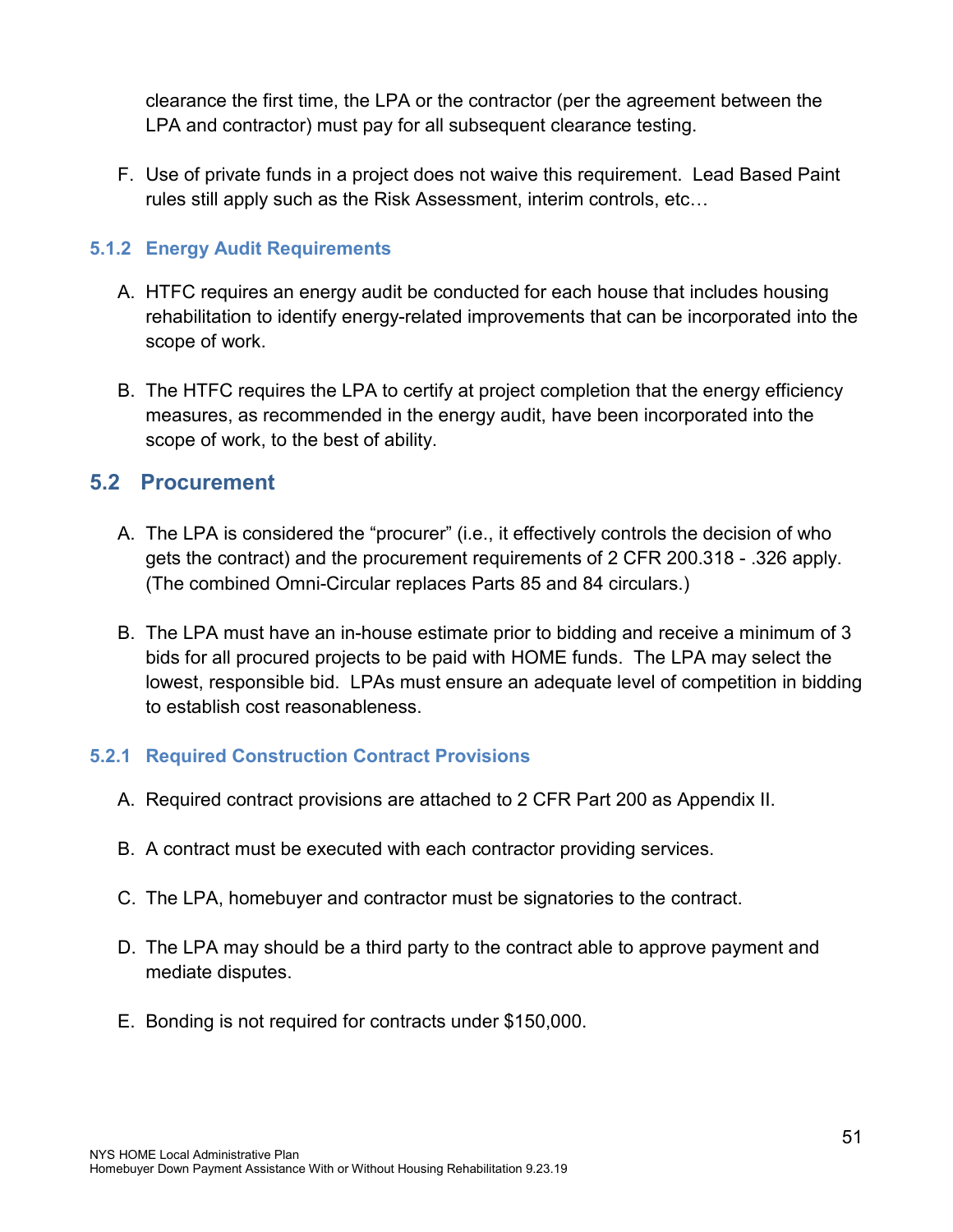clearance the first time, the LPA or the contractor (per the agreement between the LPA and contractor) must pay for all subsequent clearance testing.

F. Use of private funds in a project does not waive this requirement. Lead Based Paint rules still apply such as the Risk Assessment, interim controls, etc…

### 5.1.2 Energy Audit Requirements

A. HTFC requires an energy audit be conducted for each house that includes housing rehabilitation to identify energy-related improvements that can be incorporated into the scope of work.

B. The HTFC requires the LPA to certify at project completion that the energy efficiency measures, as recommended in the energy audit, have been incorporated into the scope of work, to the best of ability.

## 5.2 Procurement

A. The LPA is considered the "procurer" (i.e., it effectively controls the decision of who gets the contract) and the procurement requirements of 2 CFR 200.318 - .326 apply. (The combined Omni-Circular replaces Parts 85 and 84 circulars.)

B. The LPA must have an in-house estimate prior to bidding and receive a minimum of 3 bids for all procured projects to be paid with HOME funds. The LPA may select the lowest, responsible bid. LPAs must ensure an adequate level of competition in bidding to establish cost reasonableness.

### 5.2.1 Required Construction Contract Provisions

A. Required contract provisions are attached to 2 CFR Part 200 as Appendix II.

B. A contract must be executed with each contractor providing services.

C. The LPA, homebuyer and contractor must be signatories to the contract.

D. The LPA may should be a third party to the contract able to approve payment and mediate disputes.

E. Bonding is not required for contracts under $150,000.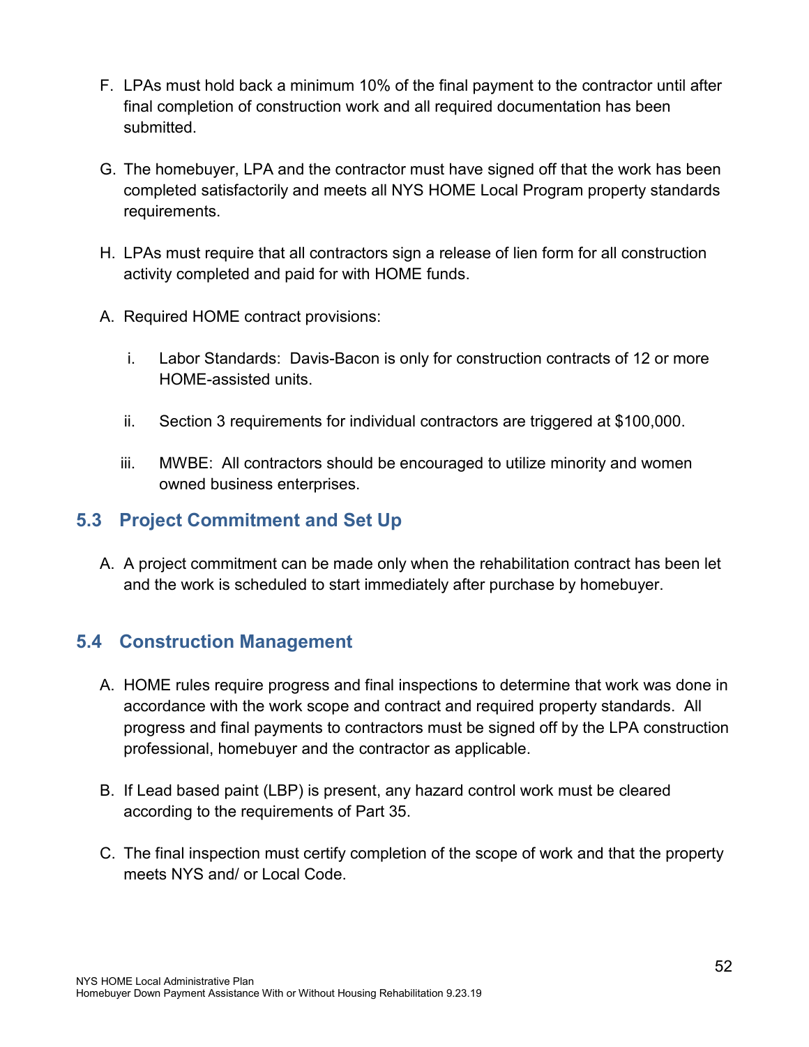F. LPAs must hold back a minimum 10% of the final payment to the contractor until after final completion of construction work and all required documentation has been submitted.

G. The homebuyer, LPA and the contractor must have signed off that the work has been completed satisfactorily and meets all NYS HOME Local Program property standards requirements.

H. LPAs must require that all contractors sign a release of lien form for all construction activity completed and paid for with HOME funds.

A. Required HOME contract provisions:

   i. Labor Standards: Davis-Bacon is only for construction contracts of 12 or more HOME-assisted units.

   ii. Section 3 requirements for individual contractors are triggered at $100,000.

   iii. MWBE: All contractors should be encouraged to utilize minority and women owned business enterprises.

## 5.3 Project Commitment and Set Up

A. A project commitment can be made only when the rehabilitation contract has been let and the work is scheduled to start immediately after purchase by homebuyer.

## 5.4 Construction Management

A. HOME rules require progress and final inspections to determine that work was done in accordance with the work scope and contract and required property standards. All progress and final payments to contractors must be signed off by the LPA construction professional, homebuyer and the contractor as applicable.

B. If Lead based paint (LBP) is present, any hazard control work must be cleared according to the requirements of Part 35.

C. The final inspection must certify completion of the scope of work and that the property meets NYS and/ or Local Code.